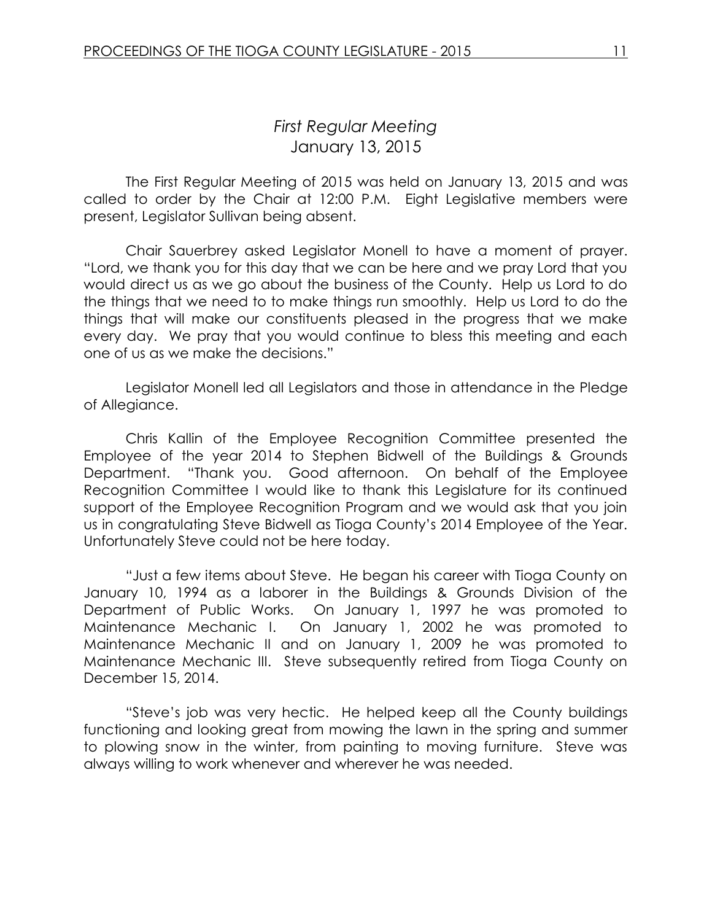# *First Regular Meeting*
## January 13, 2015

The First Regular Meeting of 2015 was held on January 13, 2015 and was called to order by the Chair at 12:00 P.M. Eight Legislative members were present, Legislator Sullivan being absent.

Chair Sauerbrey asked Legislator Monell to have a moment of prayer. "Lord, we thank you for this day that we can be here and we pray Lord that you would direct us as we go about the business of the County. Help us Lord to do the things that we need to to make things run smoothly. Help us Lord to do the things that will make our constituents pleased in the progress that we make every day. We pray that you would continue to bless this meeting and each one of us as we make the decisions."

Legislator Monell led all Legislators and those in attendance in the Pledge of Allegiance.

Chris Kallin of the Employee Recognition Committee presented the Employee of the year 2014 to Stephen Bidwell of the Buildings & Grounds Department. "Thank you. Good afternoon. On behalf of the Employee Recognition Committee I would like to thank this Legislature for its continued support of the Employee Recognition Program and we would ask that you join us in congratulating Steve Bidwell as Tioga County's 2014 Employee of the Year. Unfortunately Steve could not be here today.

"Just a few items about Steve. He began his career with Tioga County on January 10, 1994 as a laborer in the Buildings & Grounds Division of the Department of Public Works. On January 1, 1997 he was promoted to Maintenance Mechanic I. On January 1, 2002 he was promoted to Maintenance Mechanic II and on January 1, 2009 he was promoted to Maintenance Mechanic III. Steve subsequently retired from Tioga County on December 15, 2014.

"Steve's job was very hectic. He helped keep all the County buildings functioning and looking great from mowing the lawn in the spring and summer to plowing snow in the winter, from painting to moving furniture. Steve was always willing to work whenever and wherever he was needed.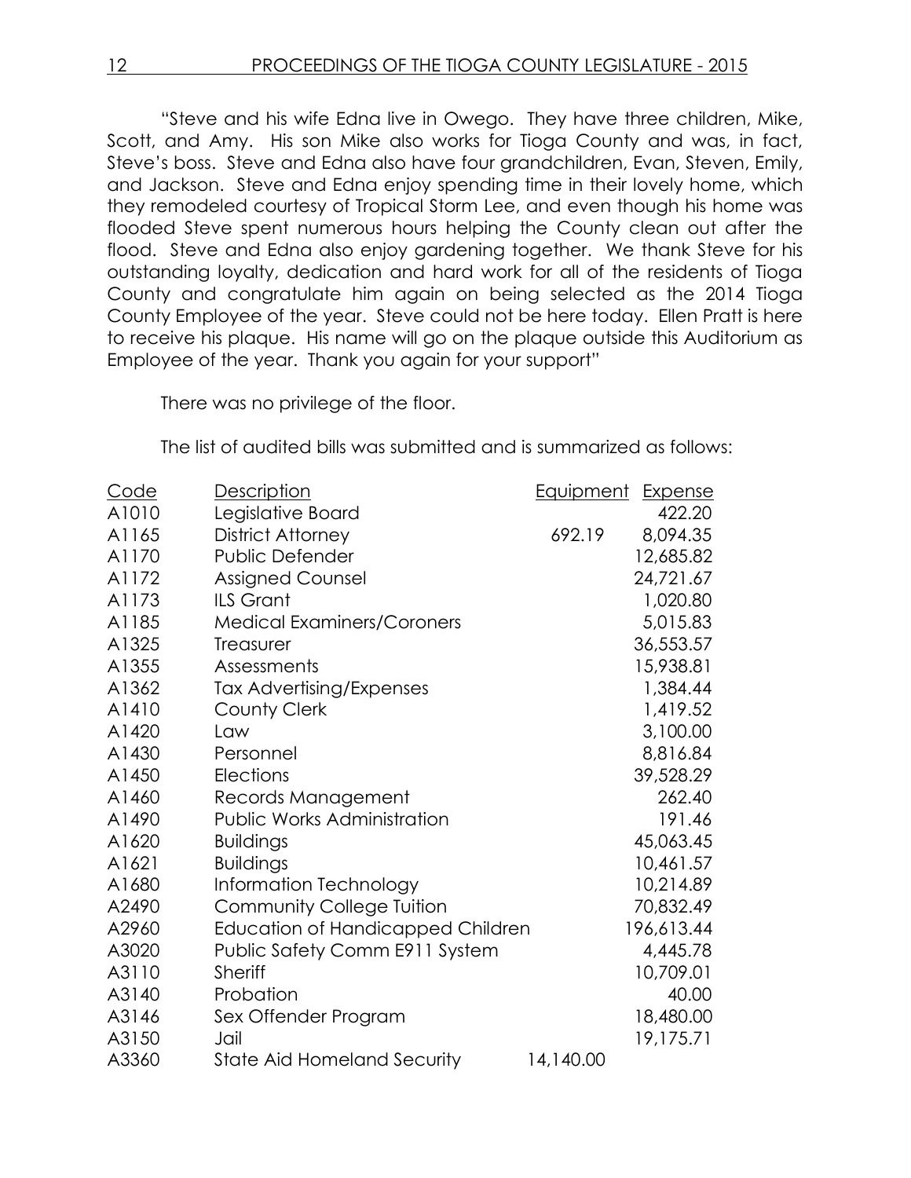"Steve and his wife Edna live in Owego. They have three children, Mike, Scott, and Amy. His son Mike also works for Tioga County and was, in fact, Steve's boss. Steve and Edna also have four grandchildren, Evan, Steven, Emily, and Jackson. Steve and Edna enjoy spending time in their lovely home, which they remodeled courtesy of Tropical Storm Lee, and even though his home was flooded Steve spent numerous hours helping the County clean out after the flood. Steve and Edna also enjoy gardening together. We thank Steve for his outstanding loyalty, dedication and hard work for all of the residents of Tioga County and congratulate him again on being selected as the 2014 Tioga County Employee of the year. Steve could not be here today. Ellen Pratt is here to receive his plaque. His name will go on the plaque outside this Auditorium as Employee of the year. Thank you again for your support"

There was no privilege of the floor.

The list of audited bills was submitted and is summarized as follows:

| Code | Description | Equipment | Expense |
|---|---|---|---|
| A1010 | Legislative Board | | 422.20 |
| A1165 | District Attorney | 692.19 | 8,094.35 |
| A1170 | Public Defender | | 12,685.82 |
| A1172 | Assigned Counsel | | 24,721.67 |
| A1173 | ILS Grant | | 1,020.80 |
| A1185 | Medical Examiners/Coroners | | 5,015.83 |
| A1325 | Treasurer | | 36,553.57 |
| A1355 | Assessments | | 15,938.81 |
| A1362 | Tax Advertising/Expenses | | 1,384.44 |
| A1410 | County Clerk | | 1,419.52 |
| A1420 | Law | | 3,100.00 |
| A1430 | Personnel | | 8,816.84 |
| A1450 | Elections | | 39,528.29 |
| A1460 | Records Management | | 262.40 |
| A1490 | Public Works Administration | | 191.46 |
| A1620 | Buildings | | 45,063.45 |
| A1621 | Buildings | | 10,461.57 |
| A1680 | Information Technology | | 10,214.89 |
| A2490 | Community College Tuition | | 70,832.49 |
| A2960 | Education of Handicapped Children | | 196,613.44 |
| A3020 | Public Safety Comm E911 System | | 4,445.78 |
| A3110 | Sheriff | | 10,709.01 |
| A3140 | Probation | | 40.00 |
| A3146 | Sex Offender Program | | 18,480.00 |
| A3150 | Jail | | 19,175.71 |
| A3360 | State Aid Homeland Security | 14,140.00 | |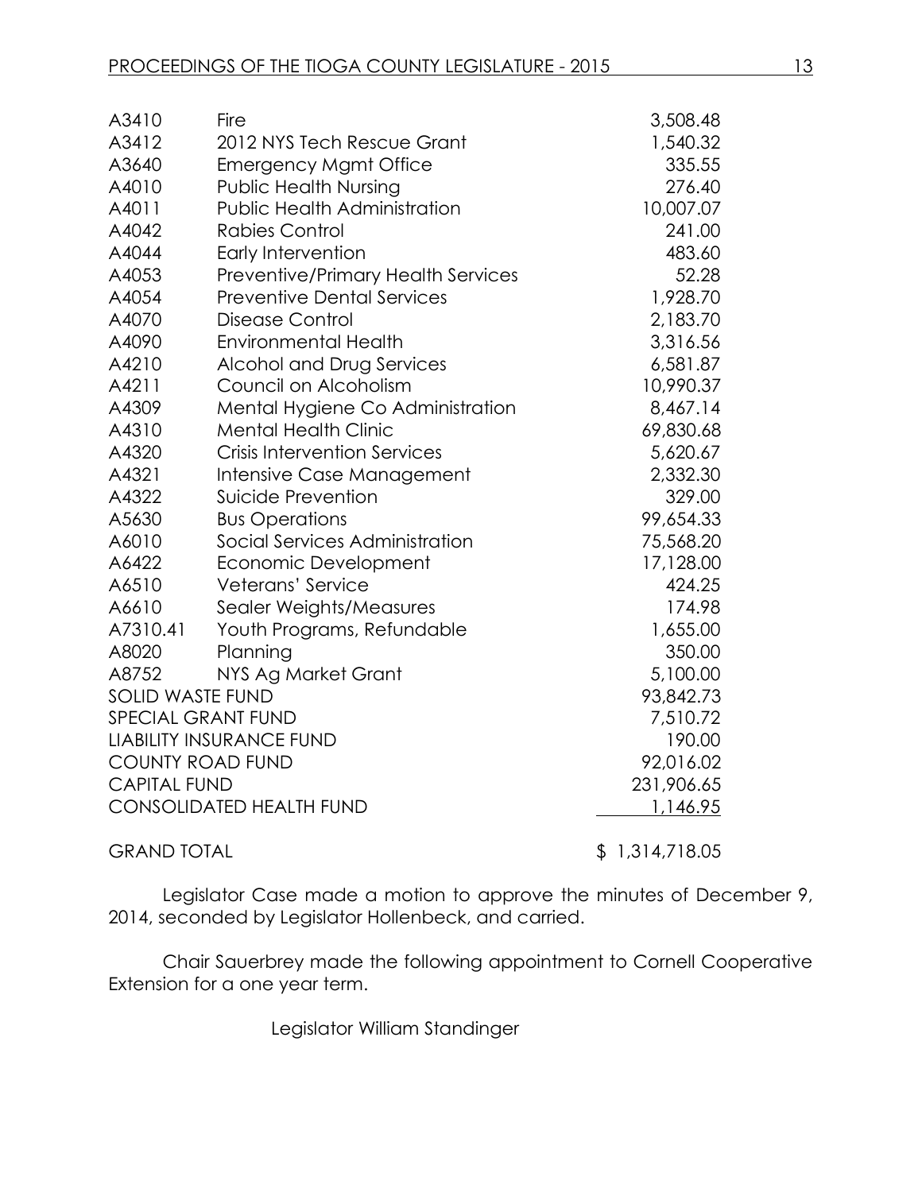| | | |
|---|---|---|
| A3410 | Fire | 3,508.48 |
| A3412 | 2012 NYS Tech Rescue Grant | 1,540.32 |
| A3640 | Emergency Mgmt Office | 335.55 |
| A4010 | Public Health Nursing | 276.40 |
| A4011 | Public Health Administration | 10,007.07 |
| A4042 | Rabies Control | 241.00 |
| A4044 | Early Intervention | 483.60 |
| A4053 | Preventive/Primary Health Services | 52.28 |
| A4054 | Preventive Dental Services | 1,928.70 |
| A4070 | Disease Control | 2,183.70 |
| A4090 | Environmental Health | 3,316.56 |
| A4210 | Alcohol and Drug Services | 6,581.87 |
| A4211 | Council on Alcoholism | 10,990.37 |
| A4309 | Mental Hygiene Co Administration | 8,467.14 |
| A4310 | Mental Health Clinic | 69,830.68 |
| A4320 | Crisis Intervention Services | 5,620.67 |
| A4321 | Intensive Case Management | 2,332.30 |
| A4322 | Suicide Prevention | 329.00 |
| A5630 | Bus Operations | 99,654.33 |
| A6010 | Social Services Administration | 75,568.20 |
| A6422 | Economic Development | 17,128.00 |
| A6510 | Veterans' Service | 424.25 |
| A6610 | Sealer Weights/Measures | 174.98 |
| A7310.41 | Youth Programs, Refundable | 1,655.00 |
| A8020 | Planning | 350.00 |
| A8752 | NYS Ag Market Grant | 5,100.00 |
| SOLID WASTE FUND | | 93,842.73 |
| SPECIAL GRANT FUND | | 7,510.72 |
| LIABILITY INSURANCE FUND | | 190.00 |
| COUNTY ROAD FUND | | 92,016.02 |
| CAPITAL FUND | | 231,906.65 |
| CONSOLIDATED HEALTH FUND | | 1,146.95 |
| GRAND TOTAL | | $ 1,314,718.05 |

Legislator Case made a motion to approve the minutes of December 9, 2014, seconded by Legislator Hollenbeck, and carried.

Chair Sauerbrey made the following appointment to Cornell Cooperative Extension for a one year term.

Legislator William Standinger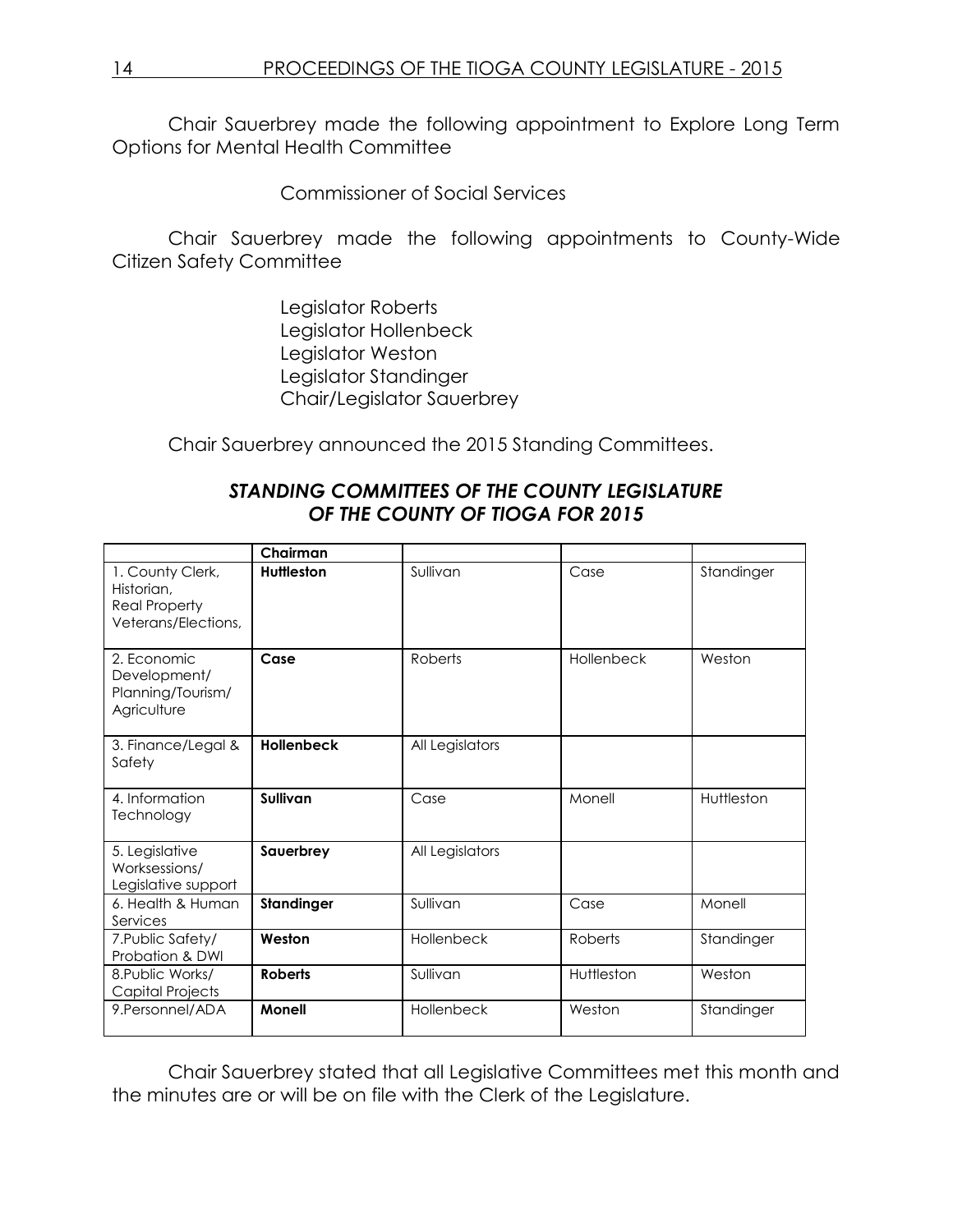Chair Sauerbrey made the following appointment to Explore Long Term Options for Mental Health Committee

Commissioner of Social Services

Chair Sauerbrey made the following appointments to County-Wide Citizen Safety Committee

Legislator Roberts
Legislator Hollenbeck
Legislator Weston
Legislator Standinger
Chair/Legislator Sauerbrey

Chair Sauerbrey announced the 2015 Standing Committees.

### *STANDING COMMITTEES OF THE COUNTY LEGISLATURE OF THE COUNTY OF TIOGA FOR 2015*

| | **Chairman** | | | |
|---|---|---|---|---|
| 1. County Clerk, Historian, Real Property Veterans/Elections, | **Huttleston** | Sullivan | Case | Standinger |
| 2. Economic Development/ Planning/Tourism/ Agriculture | **Case** | Roberts | Hollenbeck | Weston |
| 3. Finance/Legal & Safety | **Hollenbeck** | All Legislators | | |
| 4. Information Technology | **Sullivan** | Case | Monell | Huttleston |
| 5. Legislative Worksessions/ Legislative support | **Sauerbrey** | All Legislators | | |
| 6. Health & Human Services | **Standinger** | Sullivan | Case | Monell |
| 7.Public Safety/ Probation & DWI | **Weston** | Hollenbeck | Roberts | Standinger |
| 8.Public Works/ Capital Projects | **Roberts** | Sullivan | Huttleston | Weston |
| 9.Personnel/ADA | **Monell** | Hollenbeck | Weston | Standinger |

Chair Sauerbrey stated that all Legislative Committees met this month and the minutes are or will be on file with the Clerk of the Legislature.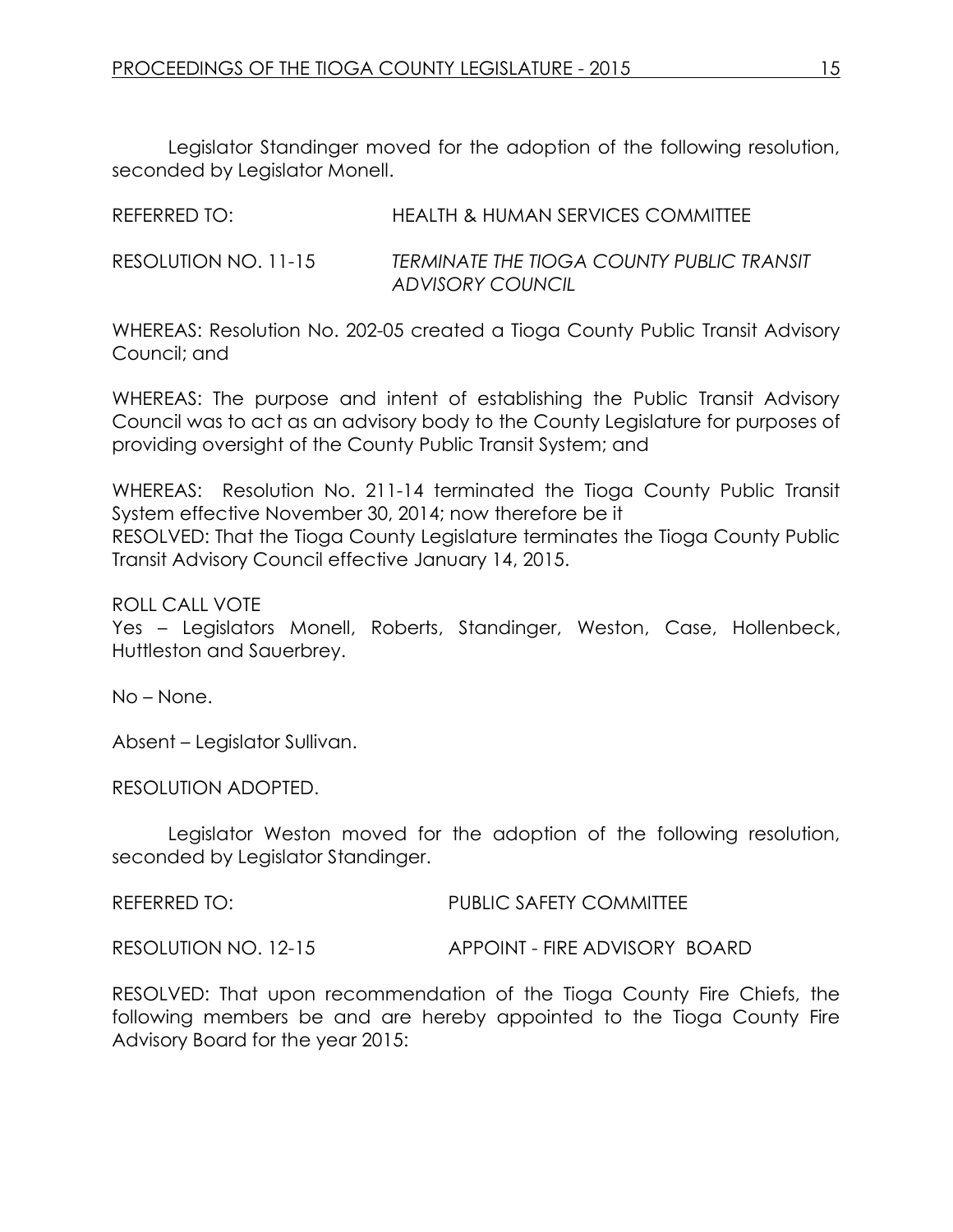Legislator Standinger moved for the adoption of the following resolution, seconded by Legislator Monell.

REFERRED TO: HEALTH & HUMAN SERVICES COMMITTEE

RESOLUTION NO. 11-15 *TERMINATE THE TIOGA COUNTY PUBLIC TRANSIT ADVISORY COUNCIL*

WHEREAS: Resolution No. 202-05 created a Tioga County Public Transit Advisory Council; and

WHEREAS: The purpose and intent of establishing the Public Transit Advisory Council was to act as an advisory body to the County Legislature for purposes of providing oversight of the County Public Transit System; and

WHEREAS: Resolution No. 211-14 terminated the Tioga County Public Transit System effective November 30, 2014; now therefore be it

RESOLVED: That the Tioga County Legislature terminates the Tioga County Public Transit Advisory Council effective January 14, 2015.

ROLL CALL VOTE

Yes – Legislators Monell, Roberts, Standinger, Weston, Case, Hollenbeck, Huttleston and Sauerbrey.

No – None.

Absent – Legislator Sullivan.

RESOLUTION ADOPTED.

Legislator Weston moved for the adoption of the following resolution, seconded by Legislator Standinger.

REFERRED TO: PUBLIC SAFETY COMMITTEE

RESOLUTION NO. 12-15 APPOINT - FIRE ADVISORY BOARD

RESOLVED: That upon recommendation of the Tioga County Fire Chiefs, the following members be and are hereby appointed to the Tioga County Fire Advisory Board for the year 2015: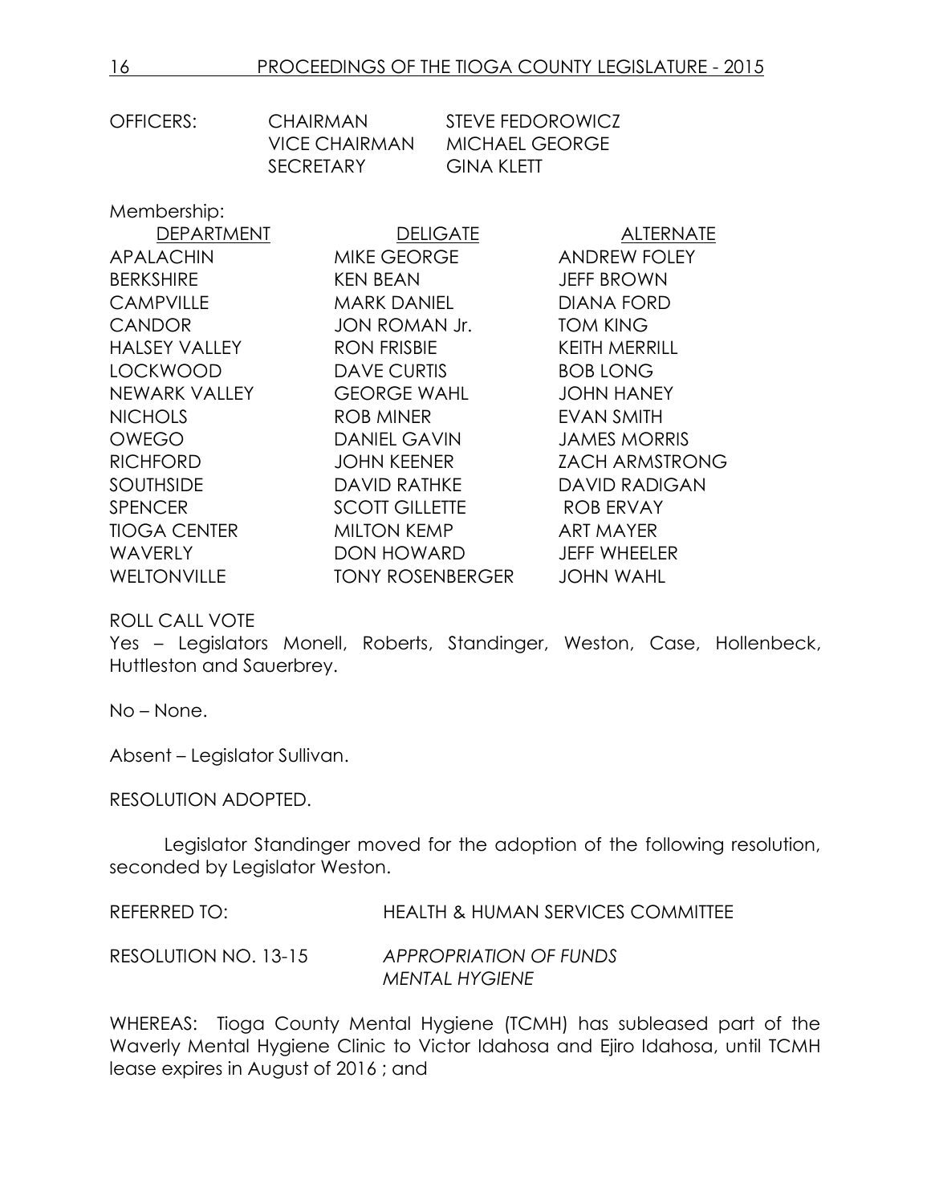| OFFICERS: | CHAIRMAN | STEVE FEDOROWICZ |
|---|---|---|
| | VICE CHAIRMAN | MICHAEL GEORGE |
| | SECRETARY | GINA KLETT |

Membership:

| DEPARTMENT | DELIGATE | ALTERNATE |
|---|---|---|
| APALACHIN | MIKE GEORGE | ANDREW FOLEY |
| BERKSHIRE | KEN BEAN | JEFF BROWN |
| CAMPVILLE | MARK DANIEL | DIANA FORD |
| CANDOR | JON ROMAN Jr. | TOM KING |
| HALSEY VALLEY | RON FRISBIE | KEITH MERRILL |
| LOCKWOOD | DAVE CURTIS | BOB LONG |
| NEWARK VALLEY | GEORGE WAHL | JOHN HANEY |
| NICHOLS | ROB MINER | EVAN SMITH |
| OWEGO | DANIEL GAVIN | JAMES MORRIS |
| RICHFORD | JOHN KEENER | ZACH ARMSTRONG |
| SOUTHSIDE | DAVID RATHKE | DAVID RADIGAN |
| SPENCER | SCOTT GILLETTE | ROB ERVAY |
| TIOGA CENTER | MILTON KEMP | ART MAYER |
| WAVERLY | DON HOWARD | JEFF WHEELER |
| WELTONVILLE | TONY ROSENBERGER | JOHN WAHL |

ROLL CALL VOTE

Yes – Legislators Monell, Roberts, Standinger, Weston, Case, Hollenbeck, Huttleston and Sauerbrey.

No – None.

Absent – Legislator Sullivan.

RESOLUTION ADOPTED.

Legislator Standinger moved for the adoption of the following resolution, seconded by Legislator Weston.

REFERRED TO: HEALTH & HUMAN SERVICES COMMITTEE

RESOLUTION NO. 13-15 *APPROPRIATION OF FUNDS MENTAL HYGIENE*

WHEREAS: Tioga County Mental Hygiene (TCMH) has subleased part of the Waverly Mental Hygiene Clinic to Victor Idahosa and Ejiro Idahosa, until TCMH lease expires in August of 2016 ; and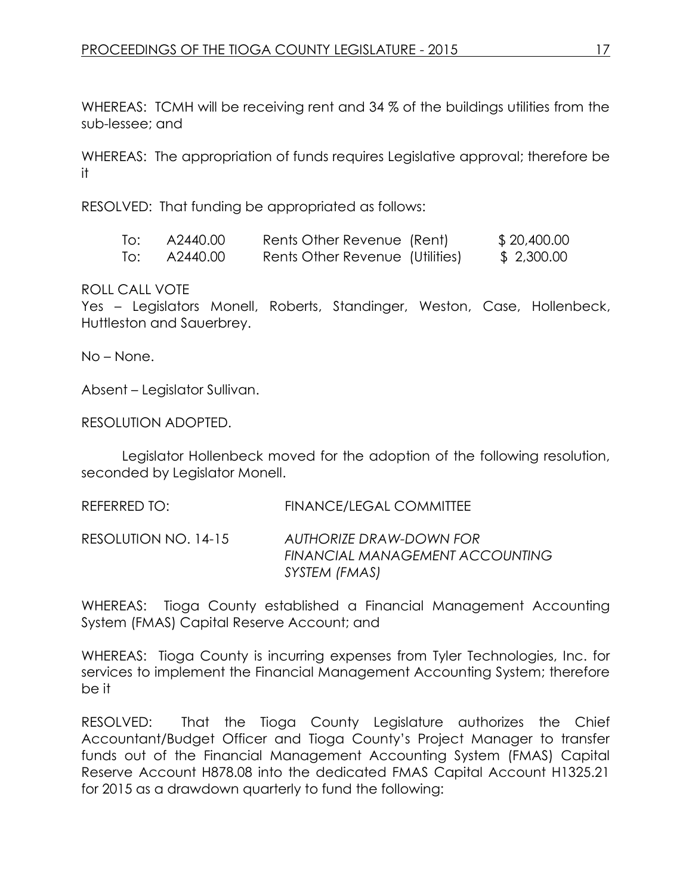WHEREAS: TCMH will be receiving rent and 34 % of the buildings utilities from the sub-lessee; and

WHEREAS: The appropriation of funds requires Legislative approval; therefore be it

RESOLVED: That funding be appropriated as follows:

| | | | |
|---|---|---|---|
| To: | A2440.00 | Rents Other Revenue (Rent) | $ 20,400.00 |
| To: | A2440.00 | Rents Other Revenue (Utilities) | $ 2,300.00 |

ROLL CALL VOTE
Yes – Legislators Monell, Roberts, Standinger, Weston, Case, Hollenbeck, Huttleston and Sauerbrey.

No – None.

Absent – Legislator Sullivan.

RESOLUTION ADOPTED.

Legislator Hollenbeck moved for the adoption of the following resolution, seconded by Legislator Monell.

REFERRED TO: FINANCE/LEGAL COMMITTEE

RESOLUTION NO. 14-15 *AUTHORIZE DRAW-DOWN FOR FINANCIAL MANAGEMENT ACCOUNTING SYSTEM (FMAS)*

WHEREAS: Tioga County established a Financial Management Accounting System (FMAS) Capital Reserve Account; and

WHEREAS: Tioga County is incurring expenses from Tyler Technologies, Inc. for services to implement the Financial Management Accounting System; therefore be it

RESOLVED: That the Tioga County Legislature authorizes the Chief Accountant/Budget Officer and Tioga County's Project Manager to transfer funds out of the Financial Management Accounting System (FMAS) Capital Reserve Account H878.08 into the dedicated FMAS Capital Account H1325.21 for 2015 as a drawdown quarterly to fund the following: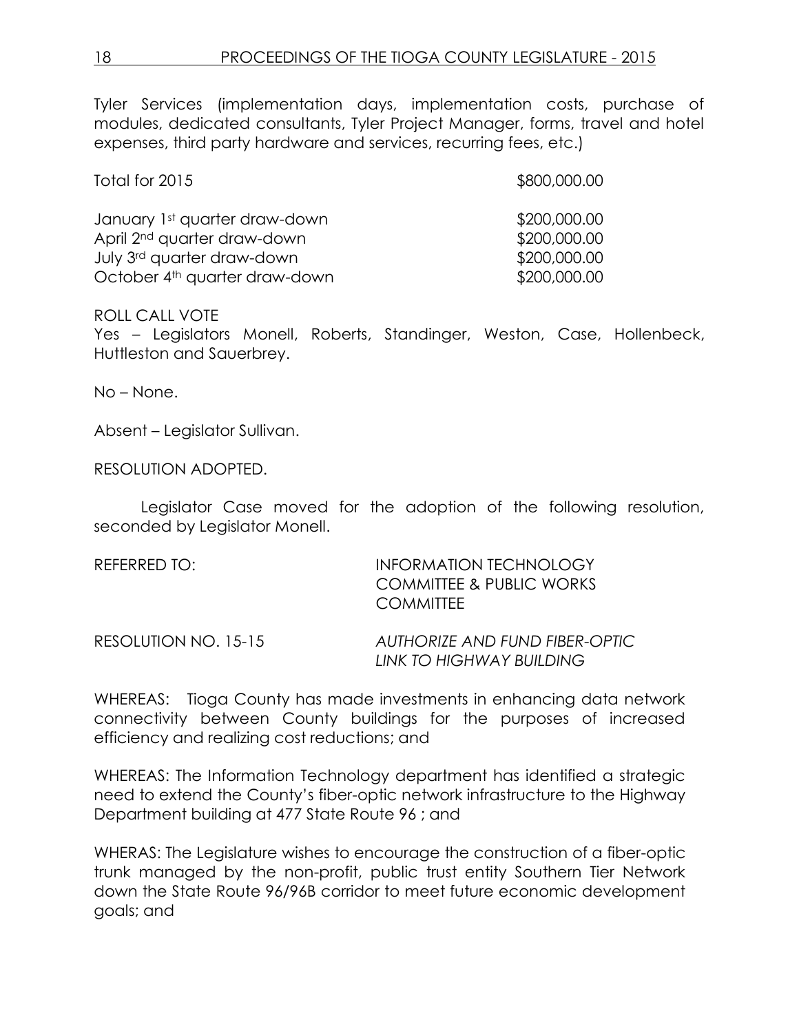Tyler Services (implementation days, implementation costs, purchase of modules, dedicated consultants, Tyler Project Manager, forms, travel and hotel expenses, third party hardware and services, recurring fees, etc.)

| | |
|---|---|
| Total for 2015 | $800,000.00 |
| January 1st quarter draw-down | $200,000.00 |
| April 2nd quarter draw-down | $200,000.00 |
| July 3rd quarter draw-down | $200,000.00 |
| October 4th quarter draw-down | $200,000.00 |

ROLL CALL VOTE
Yes – Legislators Monell, Roberts, Standinger, Weston, Case, Hollenbeck, Huttleston and Sauerbrey.

No – None.

Absent – Legislator Sullivan.

RESOLUTION ADOPTED.

Legislator Case moved for the adoption of the following resolution, seconded by Legislator Monell.

REFERRED TO: INFORMATION TECHNOLOGY COMMITTEE & PUBLIC WORKS COMMITTEE

RESOLUTION NO. 15-15 *AUTHORIZE AND FUND FIBER-OPTIC LINK TO HIGHWAY BUILDING*

WHEREAS: Tioga County has made investments in enhancing data network connectivity between County buildings for the purposes of increased efficiency and realizing cost reductions; and

WHEREAS: The Information Technology department has identified a strategic need to extend the County's fiber-optic network infrastructure to the Highway Department building at 477 State Route 96 ; and

WHERAS: The Legislature wishes to encourage the construction of a fiber-optic trunk managed by the non-profit, public trust entity Southern Tier Network down the State Route 96/96B corridor to meet future economic development goals; and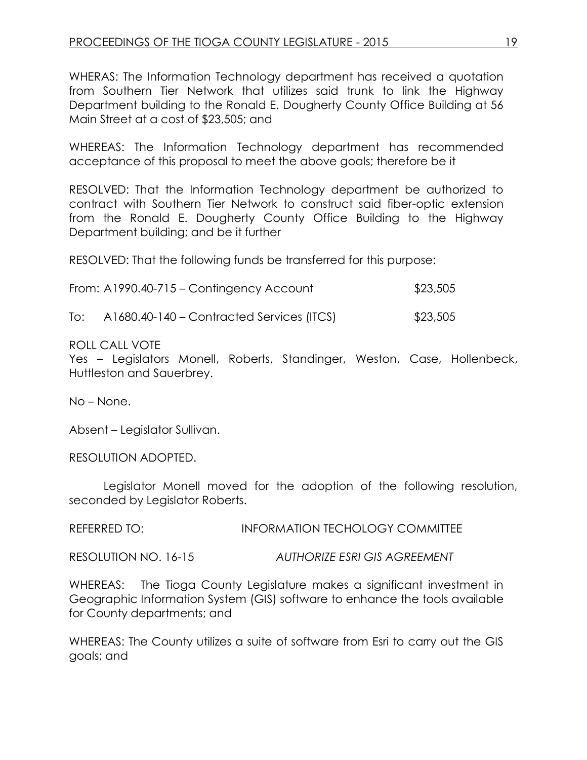WHERAS: The Information Technology department has received a quotation from Southern Tier Network that utilizes said trunk to link the Highway Department building to the Ronald E. Dougherty County Office Building at 56 Main Street at a cost of $23,505; and

WHEREAS: The Information Technology department has recommended acceptance of this proposal to meet the above goals; therefore be it

RESOLVED: That the Information Technology department be authorized to contract with Southern Tier Network to construct said fiber-optic extension from the Ronald E. Dougherty County Office Building to the Highway Department building; and be it further

RESOLVED: That the following funds be transferred for this purpose:

From: A1990.40-715 – Contingency Account $23,505

To: A1680.40-140 – Contracted Services (ITCS) $23,505

ROLL CALL VOTE
Yes – Legislators Monell, Roberts, Standinger, Weston, Case, Hollenbeck, Huttleston and Sauerbrey.

No – None.

Absent – Legislator Sullivan.

RESOLUTION ADOPTED.

Legislator Monell moved for the adoption of the following resolution, seconded by Legislator Roberts.

REFERRED TO: INFORMATION TECHOLOGY COMMITTEE

RESOLUTION NO. 16-15 *AUTHORIZE ESRI GIS AGREEMENT*

WHEREAS: The Tioga County Legislature makes a significant investment in Geographic Information System (GIS) software to enhance the tools available for County departments; and

WHEREAS: The County utilizes a suite of software from Esri to carry out the GIS goals; and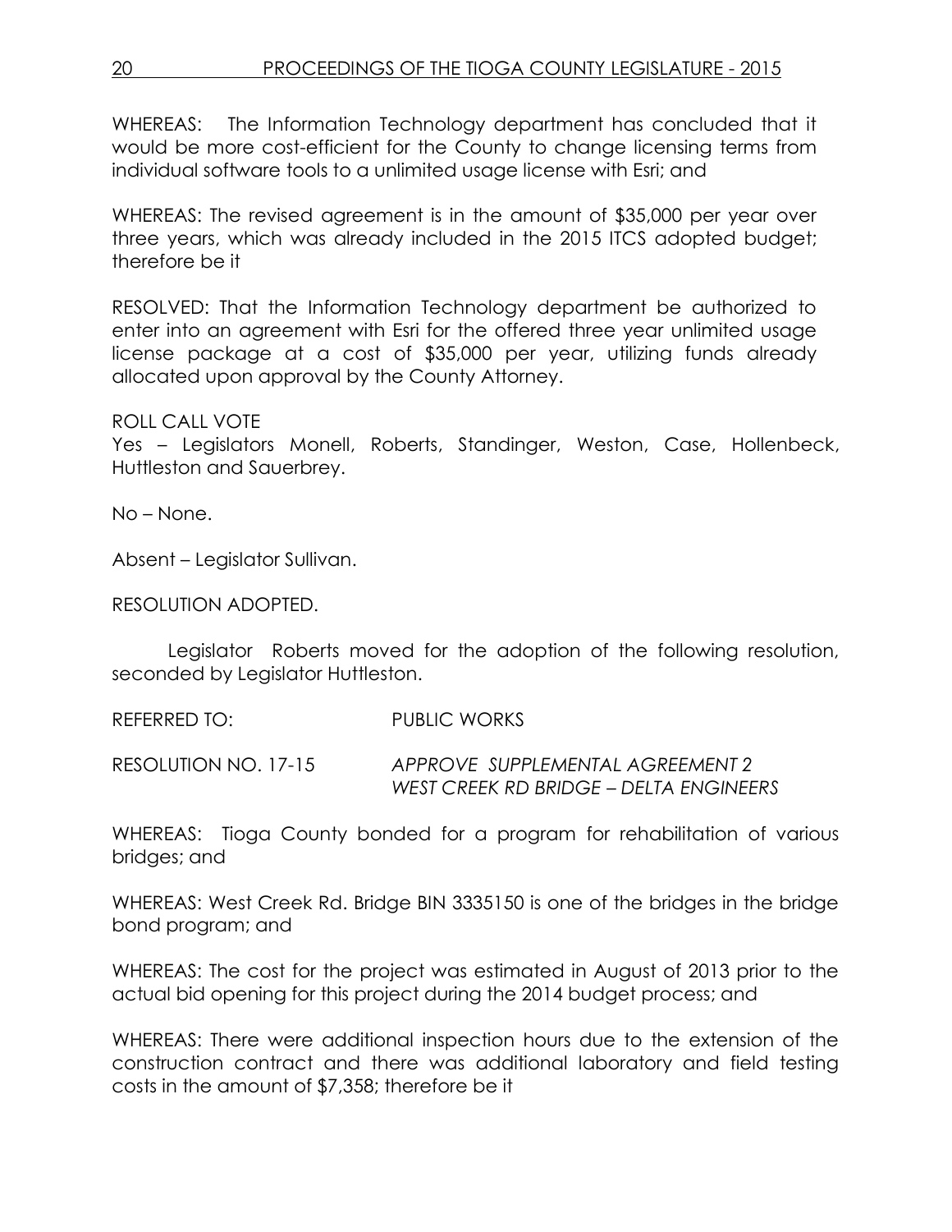WHEREAS: The Information Technology department has concluded that it would be more cost-efficient for the County to change licensing terms from individual software tools to a unlimited usage license with Esri; and

WHEREAS: The revised agreement is in the amount of $35,000 per year over three years, which was already included in the 2015 ITCS adopted budget; therefore be it

RESOLVED: That the Information Technology department be authorized to enter into an agreement with Esri for the offered three year unlimited usage license package at a cost of $35,000 per year, utilizing funds already allocated upon approval by the County Attorney.

ROLL CALL VOTE
Yes – Legislators Monell, Roberts, Standinger, Weston, Case, Hollenbeck, Huttleston and Sauerbrey.

No – None.

Absent – Legislator Sullivan.

RESOLUTION ADOPTED.

Legislator Roberts moved for the adoption of the following resolution, seconded by Legislator Huttleston.

REFERRED TO: PUBLIC WORKS

RESOLUTION NO. 17-15 *APPROVE SUPPLEMENTAL AGREEMENT 2 WEST CREEK RD BRIDGE – DELTA ENGINEERS*

WHEREAS: Tioga County bonded for a program for rehabilitation of various bridges; and

WHEREAS: West Creek Rd. Bridge BIN 3335150 is one of the bridges in the bridge bond program; and

WHEREAS: The cost for the project was estimated in August of 2013 prior to the actual bid opening for this project during the 2014 budget process; and

WHEREAS: There were additional inspection hours due to the extension of the construction contract and there was additional laboratory and field testing costs in the amount of $7,358; therefore be it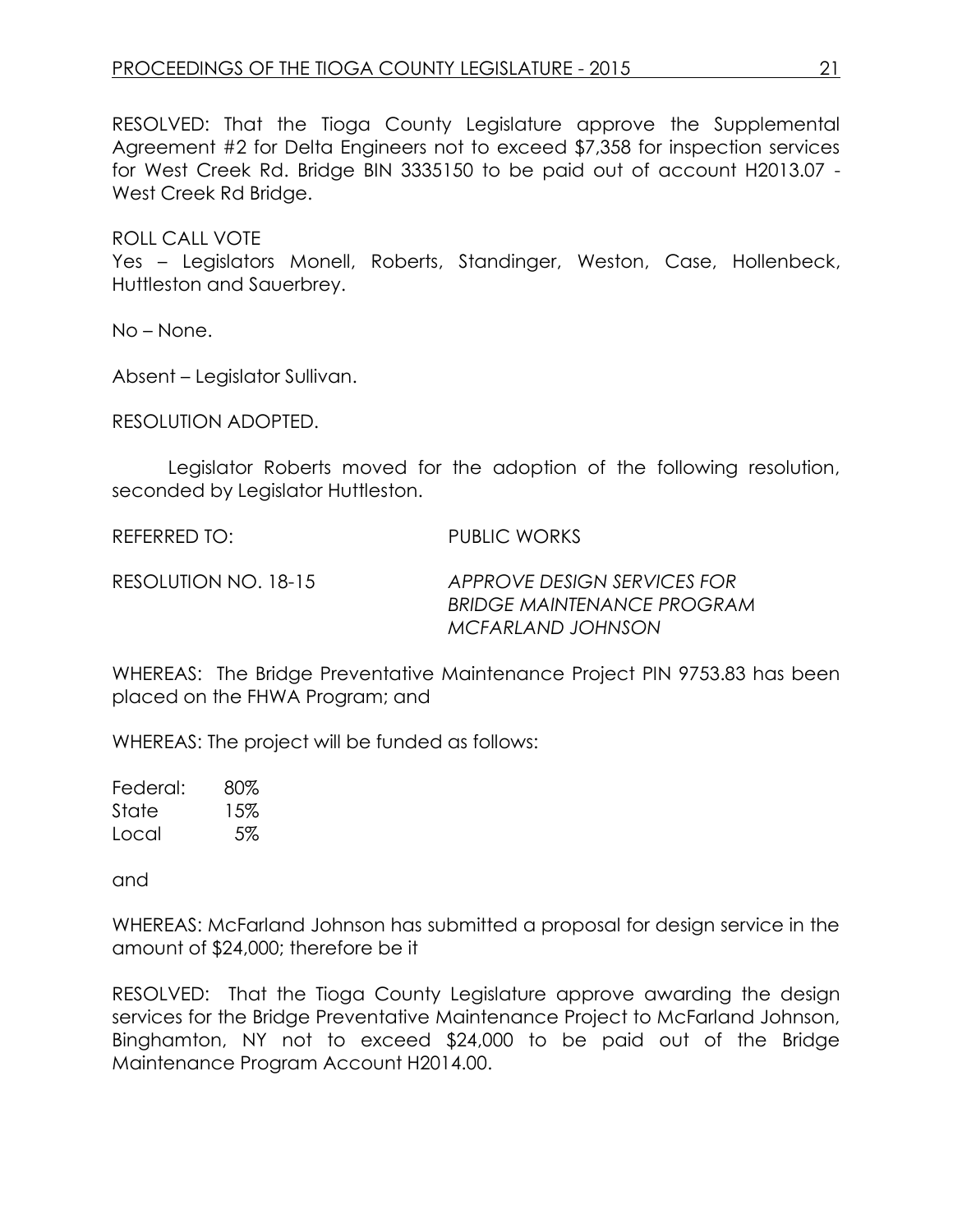RESOLVED: That the Tioga County Legislature approve the Supplemental Agreement #2 for Delta Engineers not to exceed $7,358 for inspection services for West Creek Rd. Bridge BIN 3335150 to be paid out of account H2013.07 - West Creek Rd Bridge.

ROLL CALL VOTE
Yes – Legislators Monell, Roberts, Standinger, Weston, Case, Hollenbeck, Huttleston and Sauerbrey.

No – None.

Absent – Legislator Sullivan.

RESOLUTION ADOPTED.

Legislator Roberts moved for the adoption of the following resolution, seconded by Legislator Huttleston.

REFERRED TO: PUBLIC WORKS

RESOLUTION NO. 18-15 *APPROVE DESIGN SERVICES FOR BRIDGE MAINTENANCE PROGRAM MCFARLAND JOHNSON*

WHEREAS: The Bridge Preventative Maintenance Project PIN 9753.83 has been placed on the FHWA Program; and

WHEREAS: The project will be funded as follows:

| | |
|---|---|
| Federal: | 80% |
| State | 15% |
| Local | 5% |

and

WHEREAS: McFarland Johnson has submitted a proposal for design service in the amount of $24,000; therefore be it

RESOLVED: That the Tioga County Legislature approve awarding the design services for the Bridge Preventative Maintenance Project to McFarland Johnson, Binghamton, NY not to exceed $24,000 to be paid out of the Bridge Maintenance Program Account H2014.00.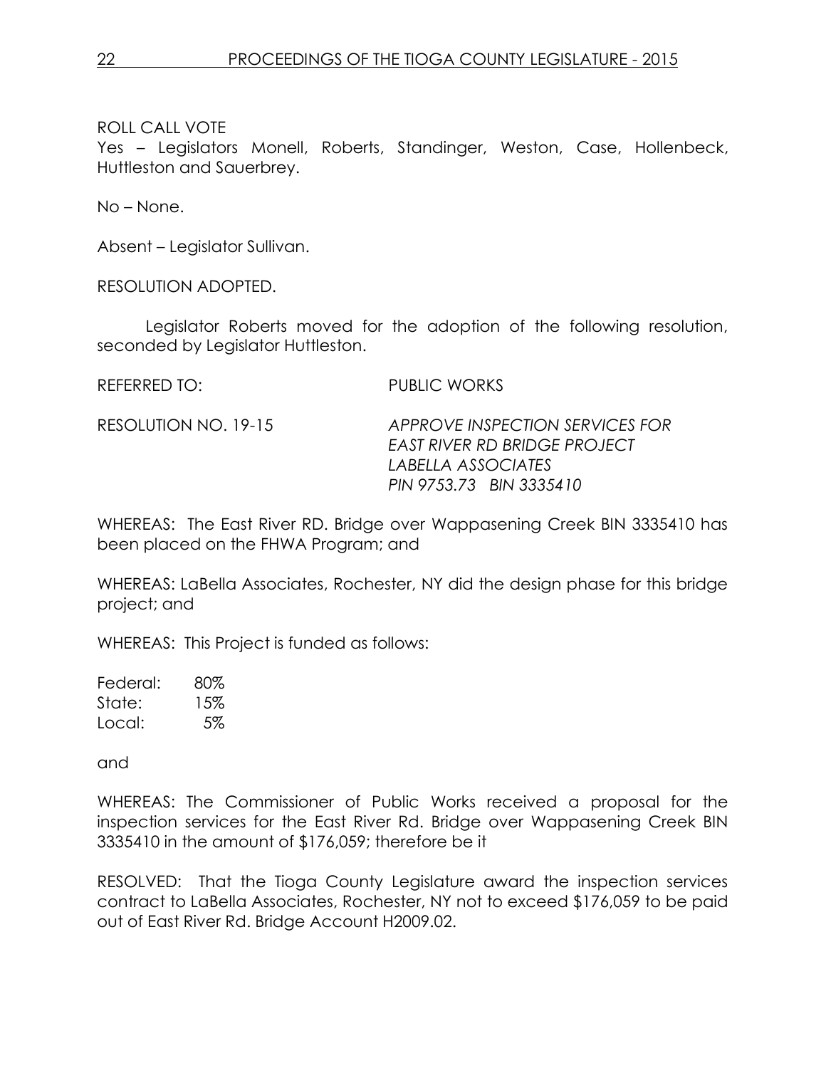ROLL CALL VOTE
Yes – Legislators Monell, Roberts, Standinger, Weston, Case, Hollenbeck, Huttleston and Sauerbrey.

No – None.

Absent – Legislator Sullivan.

RESOLUTION ADOPTED.

Legislator Roberts moved for the adoption of the following resolution, seconded by Legislator Huttleston.

REFERRED TO: PUBLIC WORKS

RESOLUTION NO. 19-15 *APPROVE INSPECTION SERVICES FOR EAST RIVER RD BRIDGE PROJECT LABELLA ASSOCIATES PIN 9753.73 BIN 3335410*

WHEREAS: The East River RD. Bridge over Wappasening Creek BIN 3335410 has been placed on the FHWA Program; and

WHEREAS: LaBella Associates, Rochester, NY did the design phase for this bridge project; and

WHEREAS: This Project is funded as follows:

Federal: 80%
State: 15%
Local: 5%

and

WHEREAS: The Commissioner of Public Works received a proposal for the inspection services for the East River Rd. Bridge over Wappasening Creek BIN 3335410 in the amount of $176,059; therefore be it

RESOLVED: That the Tioga County Legislature award the inspection services contract to LaBella Associates, Rochester, NY not to exceed $176,059 to be paid out of East River Rd. Bridge Account H2009.02.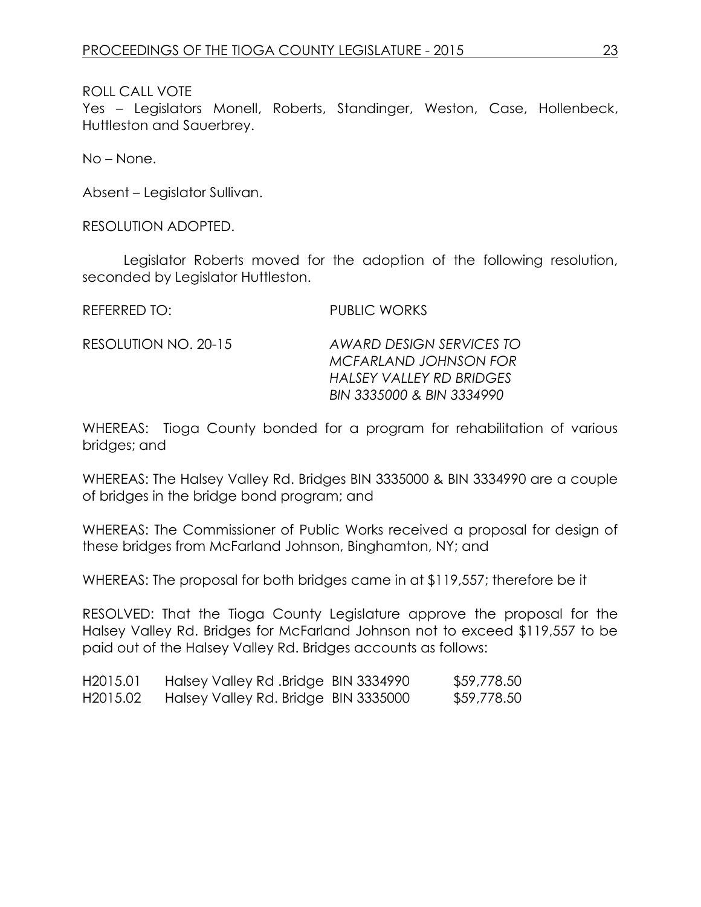ROLL CALL VOTE
Yes – Legislators Monell, Roberts, Standinger, Weston, Case, Hollenbeck, Huttleston and Sauerbrey.

No – None.

Absent – Legislator Sullivan.

RESOLUTION ADOPTED.

Legislator Roberts moved for the adoption of the following resolution, seconded by Legislator Huttleston.

REFERRED TO: PUBLIC WORKS

RESOLUTION NO. 20-15 *AWARD DESIGN SERVICES TO MCFARLAND JOHNSON FOR HALSEY VALLEY RD BRIDGES BIN 3335000 & BIN 3334990*

WHEREAS: Tioga County bonded for a program for rehabilitation of various bridges; and

WHEREAS: The Halsey Valley Rd. Bridges BIN 3335000 & BIN 3334990 are a couple of bridges in the bridge bond program; and

WHEREAS: The Commissioner of Public Works received a proposal for design of these bridges from McFarland Johnson, Binghamton, NY; and

WHEREAS: The proposal for both bridges came in at $119,557; therefore be it

RESOLVED: That the Tioga County Legislature approve the proposal for the Halsey Valley Rd. Bridges for McFarland Johnson not to exceed $119,557 to be paid out of the Halsey Valley Rd. Bridges accounts as follows:

| | | |
|---|---|---|
| H2015.01 | Halsey Valley Rd .Bridge BIN 3334990 | $59,778.50 |
| H2015.02 | Halsey Valley Rd. Bridge BIN 3335000 | $59,778.50 |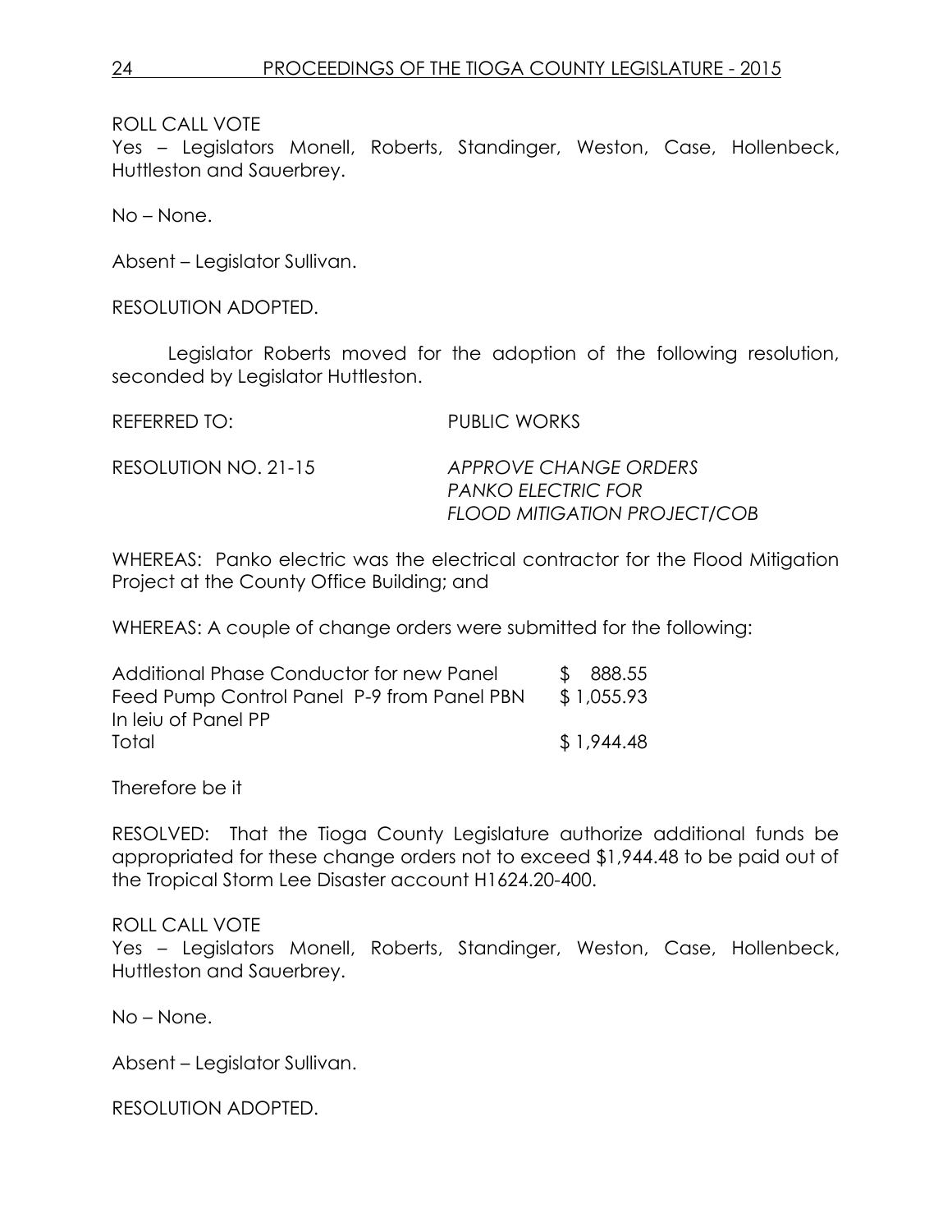ROLL CALL VOTE
Yes – Legislators Monell, Roberts, Standinger, Weston, Case, Hollenbeck, Huttleston and Sauerbrey.

No – None.

Absent – Legislator Sullivan.

RESOLUTION ADOPTED.

Legislator Roberts moved for the adoption of the following resolution, seconded by Legislator Huttleston.

REFERRED TO: PUBLIC WORKS

RESOLUTION NO. 21-15 *APPROVE CHANGE ORDERS PANKO ELECTRIC FOR FLOOD MITIGATION PROJECT/COB*

WHEREAS: Panko electric was the electrical contractor for the Flood Mitigation Project at the County Office Building; and

WHEREAS: A couple of change orders were submitted for the following:

| | |
|---|---|
| Additional Phase Conductor for new Panel | $ 888.55 |
| Feed Pump Control Panel P-9 from Panel PBN In leiu of Panel PP | $ 1,055.93 |
| Total | $ 1,944.48 |

Therefore be it

RESOLVED: That the Tioga County Legislature authorize additional funds be appropriated for these change orders not to exceed $1,944.48 to be paid out of the Tropical Storm Lee Disaster account H1624.20-400.

ROLL CALL VOTE
Yes – Legislators Monell, Roberts, Standinger, Weston, Case, Hollenbeck, Huttleston and Sauerbrey.

No – None.

Absent – Legislator Sullivan.

RESOLUTION ADOPTED.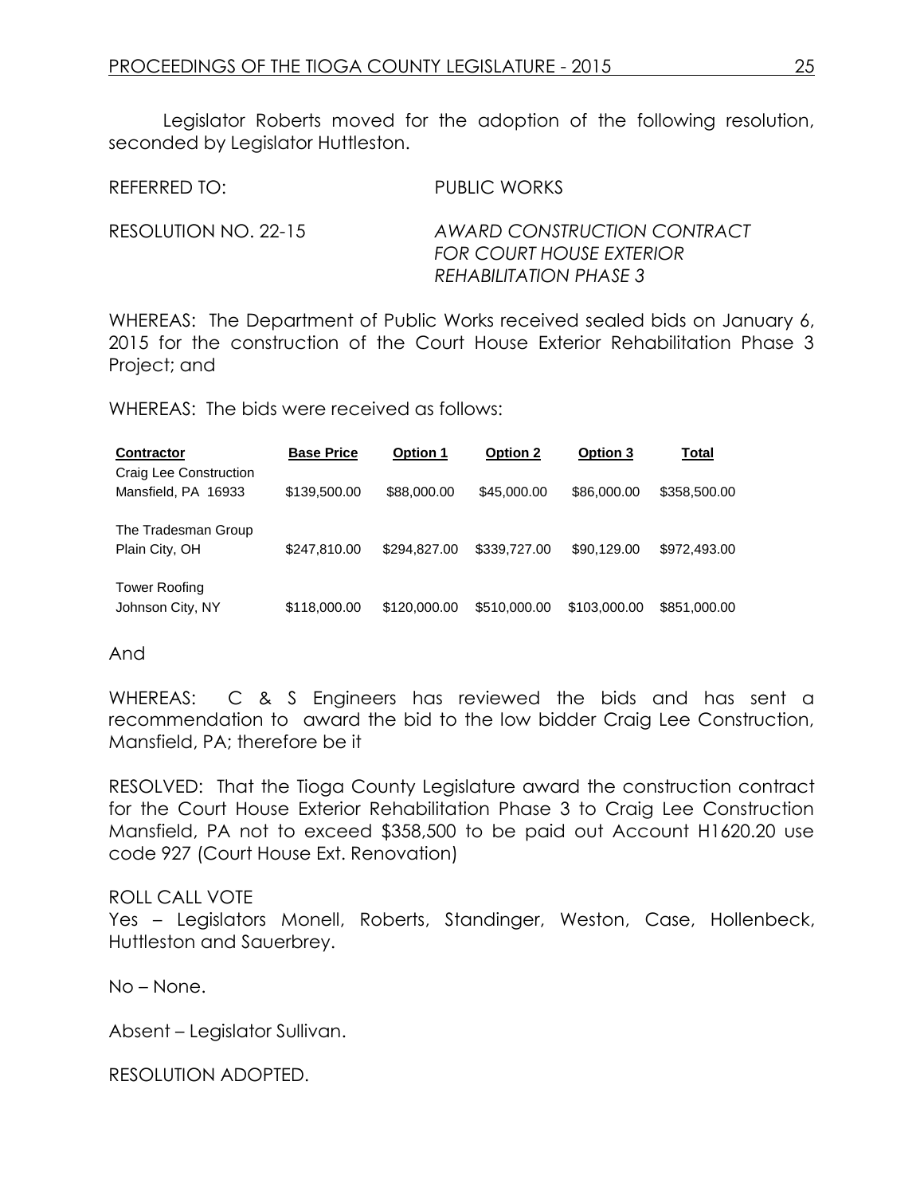Legislator Roberts moved for the adoption of the following resolution, seconded by Legislator Huttleston.

REFERRED TO: PUBLIC WORKS

RESOLUTION NO. 22-15 *AWARD CONSTRUCTION CONTRACT FOR COURT HOUSE EXTERIOR REHABILITATION PHASE 3*

WHEREAS: The Department of Public Works received sealed bids on January 6, 2015 for the construction of the Court House Exterior Rehabilitation Phase 3 Project; and

WHEREAS: The bids were received as follows:

| Contractor | Base Price | Option 1 | Option 2 | Option 3 | Total |
|---|---|---|---|---|---|
| Craig Lee Construction Mansfield, PA 16933 | $139,500.00 | $88,000.00 | $45,000.00 | $86,000.00 | $358,500.00 |
| The Tradesman Group Plain City, OH | $247,810.00 | $294,827.00 | $339,727.00 | $90,129.00 | $972,493.00 |
| Tower Roofing Johnson City, NY | $118,000.00 | $120,000.00 | $510,000.00 | $103,000.00 | $851,000.00 |

And

WHEREAS: C & S Engineers has reviewed the bids and has sent a recommendation to award the bid to the low bidder Craig Lee Construction, Mansfield, PA; therefore be it

RESOLVED: That the Tioga County Legislature award the construction contract for the Court House Exterior Rehabilitation Phase 3 to Craig Lee Construction Mansfield, PA not to exceed $358,500 to be paid out Account H1620.20 use code 927 (Court House Ext. Renovation)

ROLL CALL VOTE
Yes – Legislators Monell, Roberts, Standinger, Weston, Case, Hollenbeck, Huttleston and Sauerbrey.

No – None.

Absent – Legislator Sullivan.

RESOLUTION ADOPTED.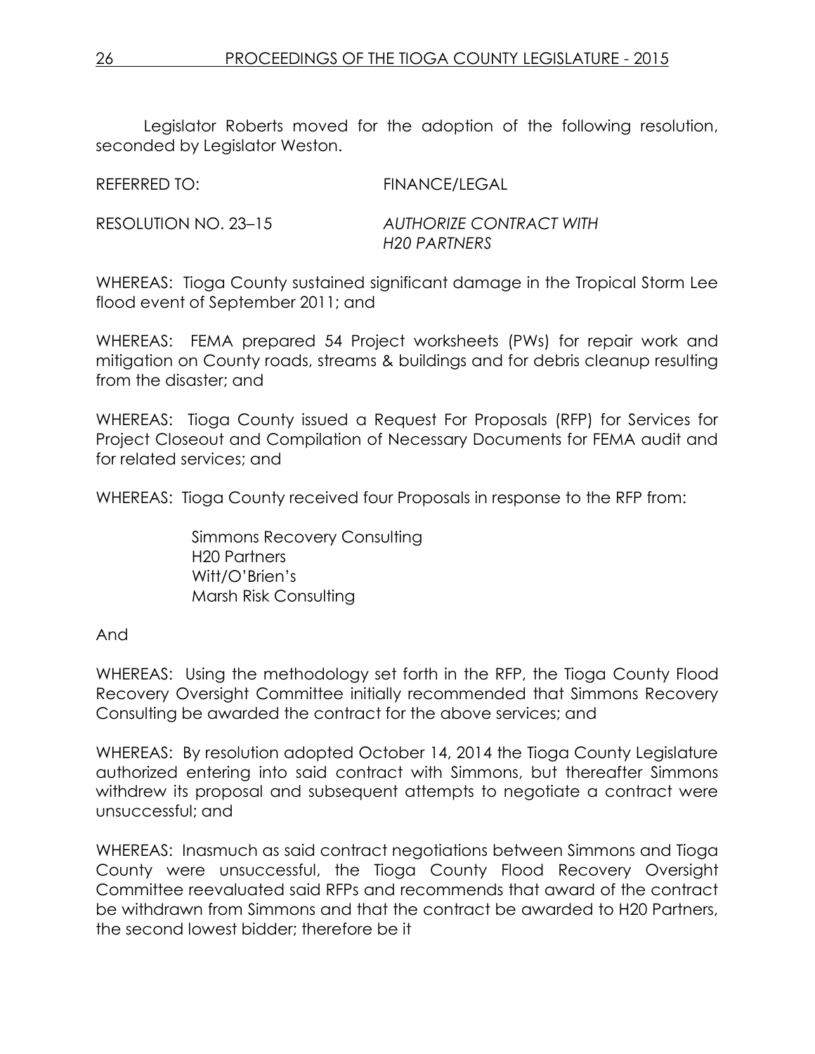Legislator Roberts moved for the adoption of the following resolution, seconded by Legislator Weston.

REFERRED TO: FINANCE/LEGAL

RESOLUTION NO. 23–15 *AUTHORIZE CONTRACT WITH H20 PARTNERS*

WHEREAS: Tioga County sustained significant damage in the Tropical Storm Lee flood event of September 2011; and

WHEREAS: FEMA prepared 54 Project worksheets (PWs) for repair work and mitigation on County roads, streams & buildings and for debris cleanup resulting from the disaster; and

WHEREAS: Tioga County issued a Request For Proposals (RFP) for Services for Project Closeout and Compilation of Necessary Documents for FEMA audit and for related services; and

WHEREAS: Tioga County received four Proposals in response to the RFP from:

Simmons Recovery Consulting
H20 Partners
Witt/O'Brien's
Marsh Risk Consulting

And

WHEREAS: Using the methodology set forth in the RFP, the Tioga County Flood Recovery Oversight Committee initially recommended that Simmons Recovery Consulting be awarded the contract for the above services; and

WHEREAS: By resolution adopted October 14, 2014 the Tioga County Legislature authorized entering into said contract with Simmons, but thereafter Simmons withdrew its proposal and subsequent attempts to negotiate a contract were unsuccessful; and

WHEREAS: Inasmuch as said contract negotiations between Simmons and Tioga County were unsuccessful, the Tioga County Flood Recovery Oversight Committee reevaluated said RFPs and recommends that award of the contract be withdrawn from Simmons and that the contract be awarded to H20 Partners, the second lowest bidder; therefore be it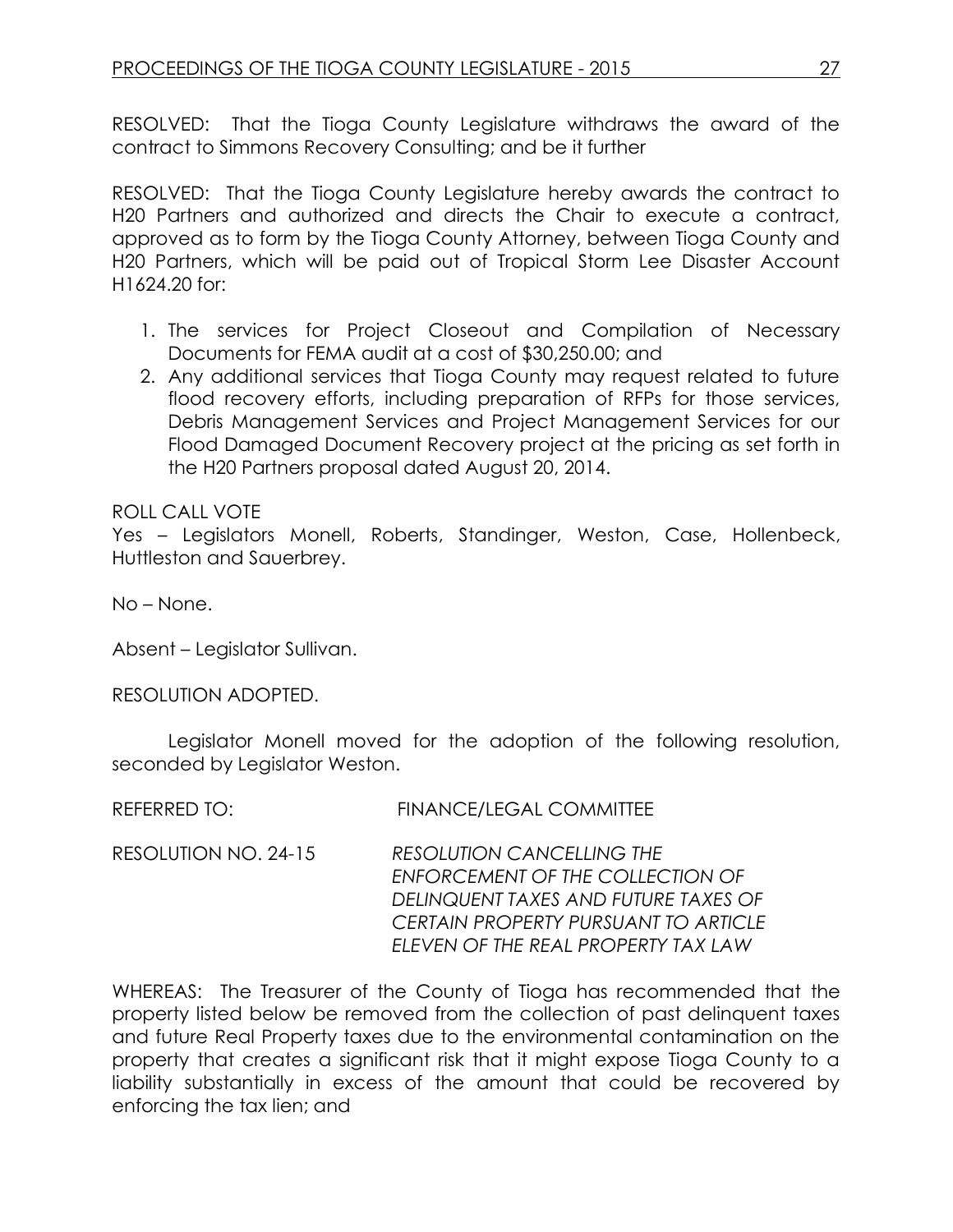RESOLVED: That the Tioga County Legislature withdraws the award of the contract to Simmons Recovery Consulting; and be it further

RESOLVED: That the Tioga County Legislature hereby awards the contract to H20 Partners and authorized and directs the Chair to execute a contract, approved as to form by the Tioga County Attorney, between Tioga County and H20 Partners, which will be paid out of Tropical Storm Lee Disaster Account H1624.20 for:

1. The services for Project Closeout and Compilation of Necessary Documents for FEMA audit at a cost of $30,250.00; and
2. Any additional services that Tioga County may request related to future flood recovery efforts, including preparation of RFPs for those services, Debris Management Services and Project Management Services for our Flood Damaged Document Recovery project at the pricing as set forth in the H20 Partners proposal dated August 20, 2014.

ROLL CALL VOTE
Yes – Legislators Monell, Roberts, Standinger, Weston, Case, Hollenbeck, Huttleston and Sauerbrey.

No – None.

Absent – Legislator Sullivan.

RESOLUTION ADOPTED.

Legislator Monell moved for the adoption of the following resolution, seconded by Legislator Weston.

REFERRED TO: FINANCE/LEGAL COMMITTEE

RESOLUTION NO. 24-15 *RESOLUTION CANCELLING THE ENFORCEMENT OF THE COLLECTION OF DELINQUENT TAXES AND FUTURE TAXES OF CERTAIN PROPERTY PURSUANT TO ARTICLE ELEVEN OF THE REAL PROPERTY TAX LAW*

WHEREAS: The Treasurer of the County of Tioga has recommended that the property listed below be removed from the collection of past delinquent taxes and future Real Property taxes due to the environmental contamination on the property that creates a significant risk that it might expose Tioga County to a liability substantially in excess of the amount that could be recovered by enforcing the tax lien; and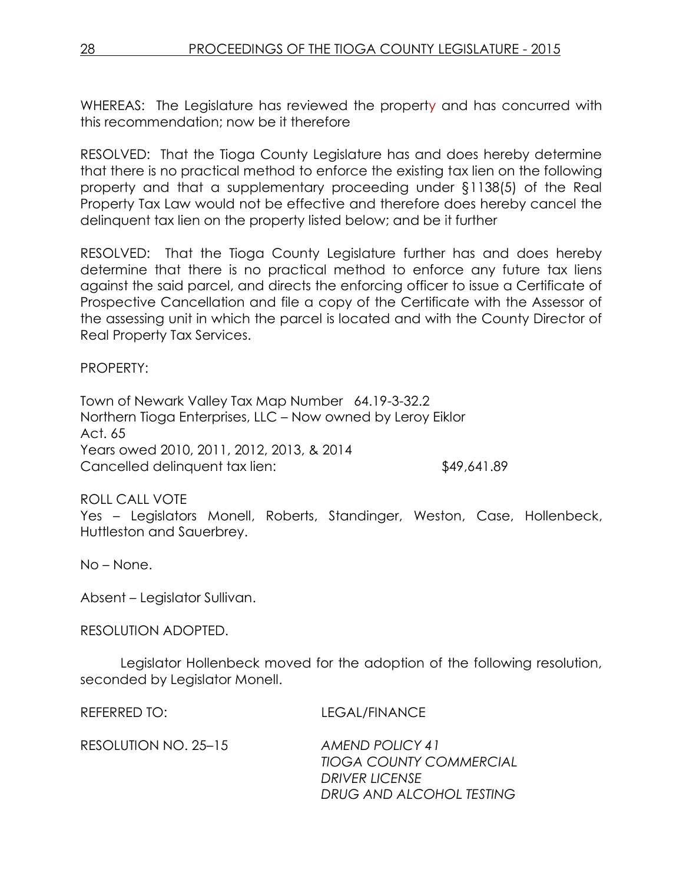WHEREAS: The Legislature has reviewed the property and has concurred with this recommendation; now be it therefore

RESOLVED: That the Tioga County Legislature has and does hereby determine that there is no practical method to enforce the existing tax lien on the following property and that a supplementary proceeding under §1138(5) of the Real Property Tax Law would not be effective and therefore does hereby cancel the delinquent tax lien on the property listed below; and be it further

RESOLVED: That the Tioga County Legislature further has and does hereby determine that there is no practical method to enforce any future tax liens against the said parcel, and directs the enforcing officer to issue a Certificate of Prospective Cancellation and file a copy of the Certificate with the Assessor of the assessing unit in which the parcel is located and with the County Director of Real Property Tax Services.

PROPERTY:

Town of Newark Valley Tax Map Number 64.19-3-32.2
Northern Tioga Enterprises, LLC – Now owned by Leroy Eiklor
Act. 65
Years owed 2010, 2011, 2012, 2013, & 2014
Cancelled delinquent tax lien: $49,641.89

ROLL CALL VOTE
Yes – Legislators Monell, Roberts, Standinger, Weston, Case, Hollenbeck, Huttleston and Sauerbrey.

No – None.

Absent – Legislator Sullivan.

RESOLUTION ADOPTED.

Legislator Hollenbeck moved for the adoption of the following resolution, seconded by Legislator Monell.

REFERRED TO: LEGAL/FINANCE

RESOLUTION NO. 25–15 *AMEND POLICY 41*
*TIOGA COUNTY COMMERCIAL*
*DRIVER LICENSE*
*DRUG AND ALCOHOL TESTING*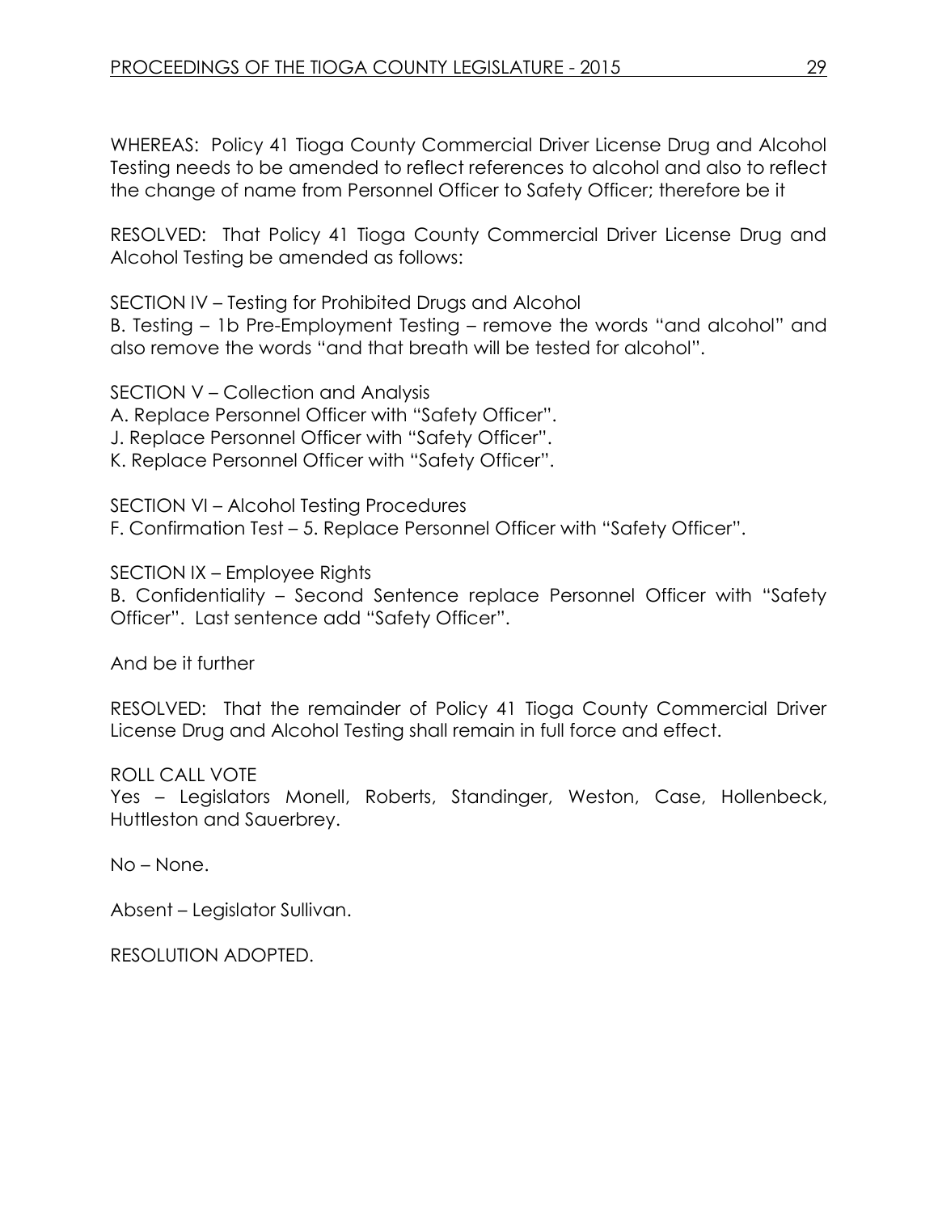WHEREAS: Policy 41 Tioga County Commercial Driver License Drug and Alcohol Testing needs to be amended to reflect references to alcohol and also to reflect the change of name from Personnel Officer to Safety Officer; therefore be it

RESOLVED: That Policy 41 Tioga County Commercial Driver License Drug and Alcohol Testing be amended as follows:

SECTION IV – Testing for Prohibited Drugs and Alcohol
B. Testing – 1b Pre-Employment Testing – remove the words "and alcohol" and also remove the words "and that breath will be tested for alcohol".

SECTION V – Collection and Analysis
A. Replace Personnel Officer with "Safety Officer".
J. Replace Personnel Officer with "Safety Officer".
K. Replace Personnel Officer with "Safety Officer".

SECTION VI – Alcohol Testing Procedures
F. Confirmation Test – 5. Replace Personnel Officer with "Safety Officer".

SECTION IX – Employee Rights
B. Confidentiality – Second Sentence replace Personnel Officer with "Safety Officer". Last sentence add "Safety Officer".

And be it further

RESOLVED: That the remainder of Policy 41 Tioga County Commercial Driver License Drug and Alcohol Testing shall remain in full force and effect.

ROLL CALL VOTE
Yes – Legislators Monell, Roberts, Standinger, Weston, Case, Hollenbeck, Huttleston and Sauerbrey.

No – None.

Absent – Legislator Sullivan.

RESOLUTION ADOPTED.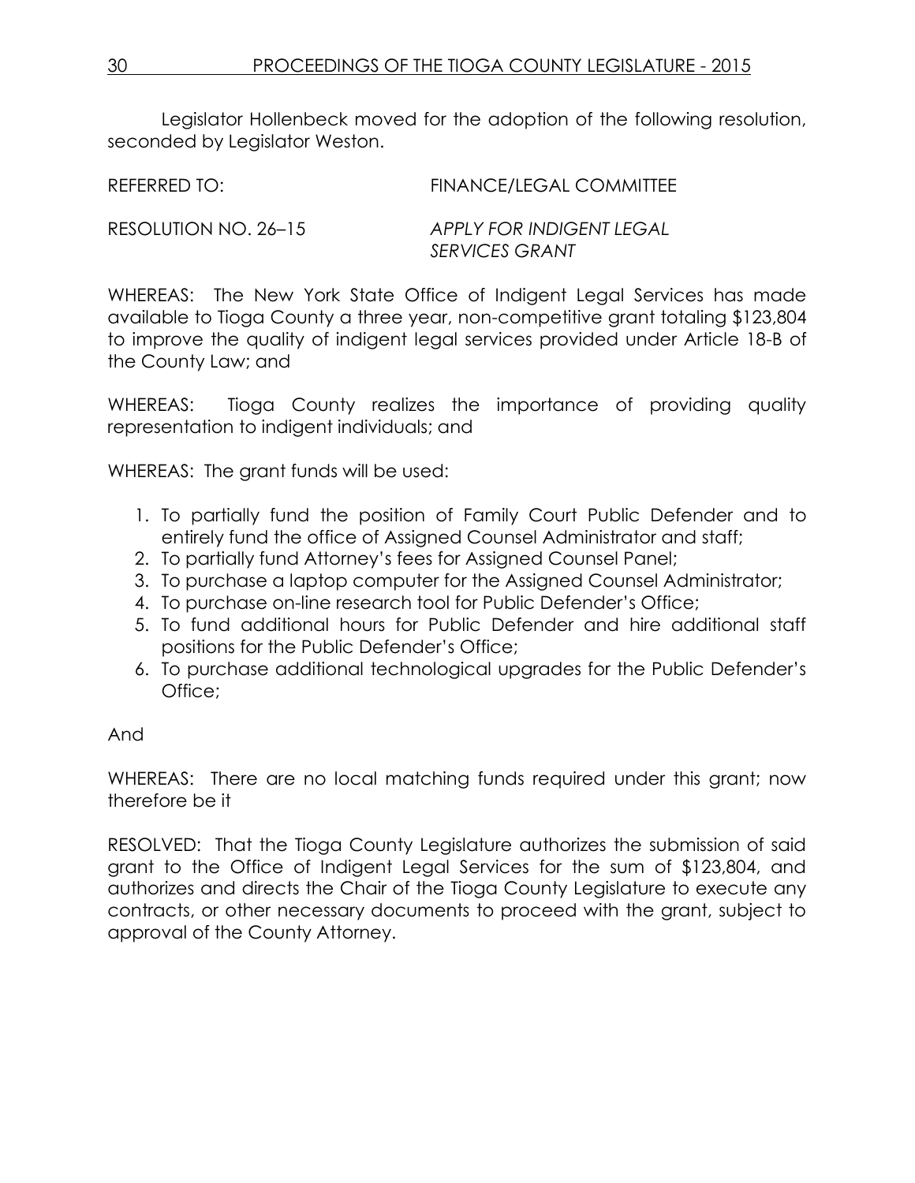Legislator Hollenbeck moved for the adoption of the following resolution, seconded by Legislator Weston.

REFERRED TO: FINANCE/LEGAL COMMITTEE

RESOLUTION NO. 26–15 *APPLY FOR INDIGENT LEGAL SERVICES GRANT*

WHEREAS: The New York State Office of Indigent Legal Services has made available to Tioga County a three year, non-competitive grant totaling $123,804 to improve the quality of indigent legal services provided under Article 18-B of the County Law; and

WHEREAS: Tioga County realizes the importance of providing quality representation to indigent individuals; and

WHEREAS: The grant funds will be used:

1. To partially fund the position of Family Court Public Defender and to entirely fund the office of Assigned Counsel Administrator and staff;
2. To partially fund Attorney's fees for Assigned Counsel Panel;
3. To purchase a laptop computer for the Assigned Counsel Administrator;
4. To purchase on-line research tool for Public Defender's Office;
5. To fund additional hours for Public Defender and hire additional staff positions for the Public Defender's Office;
6. To purchase additional technological upgrades for the Public Defender's Office;

And

WHEREAS: There are no local matching funds required under this grant; now therefore be it

RESOLVED: That the Tioga County Legislature authorizes the submission of said grant to the Office of Indigent Legal Services for the sum of $123,804, and authorizes and directs the Chair of the Tioga County Legislature to execute any contracts, or other necessary documents to proceed with the grant, subject to approval of the County Attorney.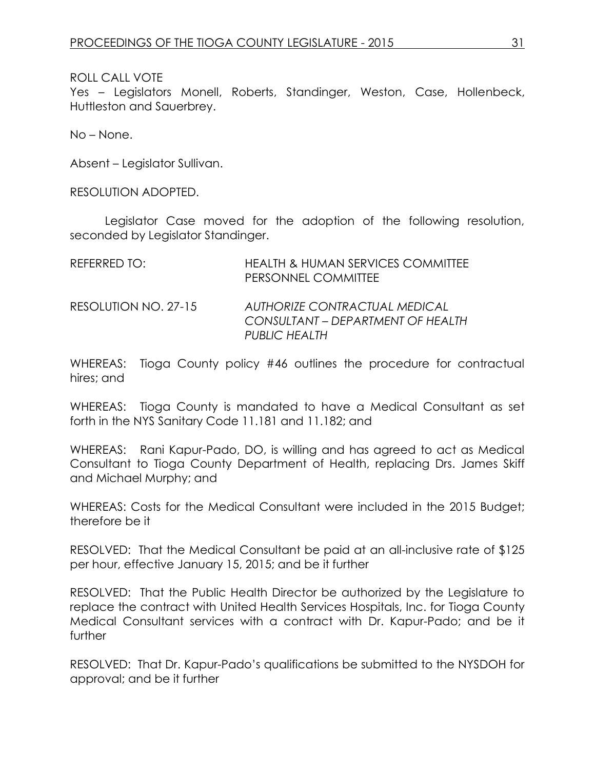ROLL CALL VOTE
Yes – Legislators Monell, Roberts, Standinger, Weston, Case, Hollenbeck, Huttleston and Sauerbrey.

No – None.

Absent – Legislator Sullivan.

RESOLUTION ADOPTED.

Legislator Case moved for the adoption of the following resolution, seconded by Legislator Standinger.

REFERRED TO: HEALTH & HUMAN SERVICES COMMITTEE
PERSONNEL COMMITTEE

RESOLUTION NO. 27-15 *AUTHORIZE CONTRACTUAL MEDICAL CONSULTANT – DEPARTMENT OF HEALTH PUBLIC HEALTH*

WHEREAS: Tioga County policy #46 outlines the procedure for contractual hires; and

WHEREAS: Tioga County is mandated to have a Medical Consultant as set forth in the NYS Sanitary Code 11.181 and 11.182; and

WHEREAS: Rani Kapur-Pado, DO, is willing and has agreed to act as Medical Consultant to Tioga County Department of Health, replacing Drs. James Skiff and Michael Murphy; and

WHEREAS: Costs for the Medical Consultant were included in the 2015 Budget; therefore be it

RESOLVED: That the Medical Consultant be paid at an all-inclusive rate of $125 per hour, effective January 15, 2015; and be it further

RESOLVED: That the Public Health Director be authorized by the Legislature to replace the contract with United Health Services Hospitals, Inc. for Tioga County Medical Consultant services with a contract with Dr. Kapur-Pado; and be it further

RESOLVED: That Dr. Kapur-Pado's qualifications be submitted to the NYSDOH for approval; and be it further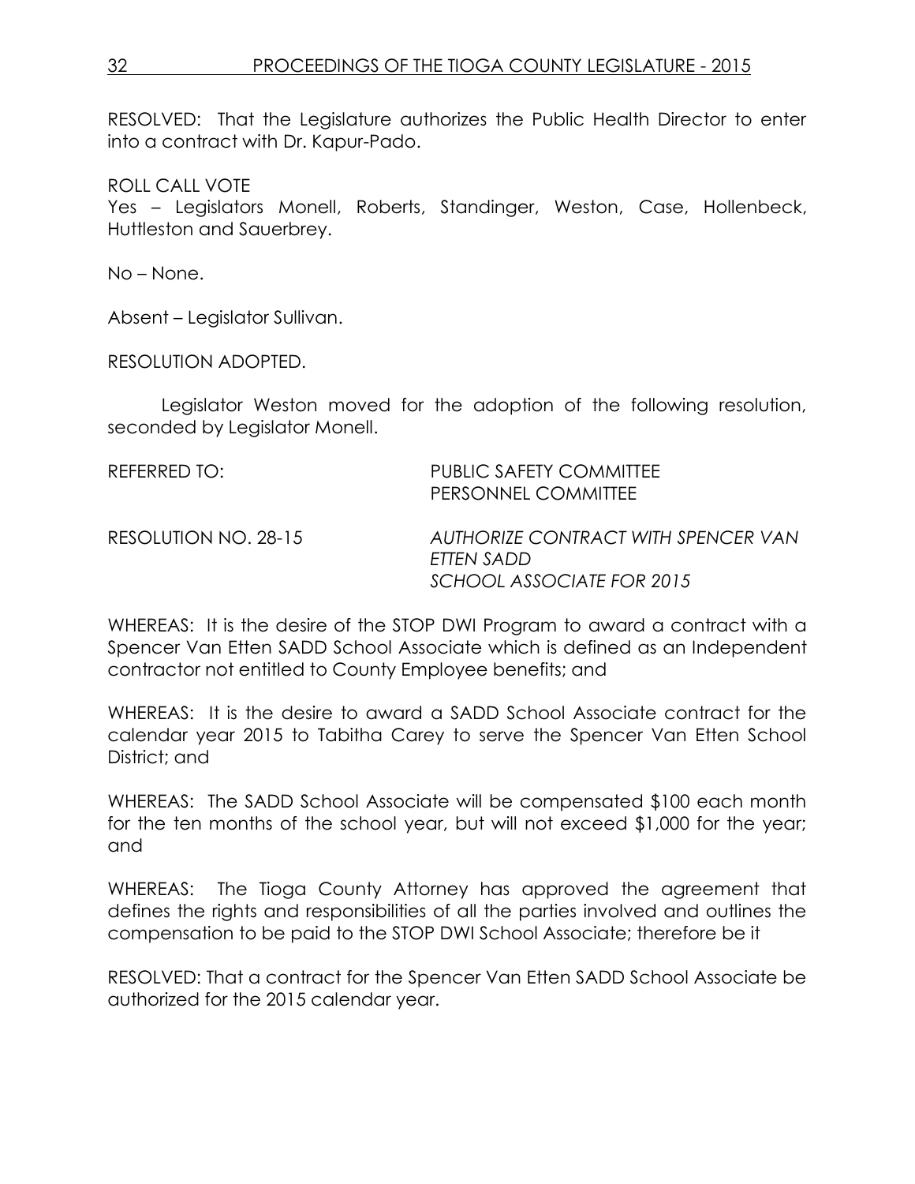RESOLVED: That the Legislature authorizes the Public Health Director to enter into a contract with Dr. Kapur-Pado.

ROLL CALL VOTE
Yes – Legislators Monell, Roberts, Standinger, Weston, Case, Hollenbeck, Huttleston and Sauerbrey.

No – None.

Absent – Legislator Sullivan.

RESOLUTION ADOPTED.

Legislator Weston moved for the adoption of the following resolution, seconded by Legislator Monell.

REFERRED TO: PUBLIC SAFETY COMMITTEE
PERSONNEL COMMITTEE

RESOLUTION NO. 28-15 *AUTHORIZE CONTRACT WITH SPENCER VAN ETTEN SADD SCHOOL ASSOCIATE FOR 2015*

WHEREAS: It is the desire of the STOP DWI Program to award a contract with a Spencer Van Etten SADD School Associate which is defined as an Independent contractor not entitled to County Employee benefits; and

WHEREAS: It is the desire to award a SADD School Associate contract for the calendar year 2015 to Tabitha Carey to serve the Spencer Van Etten School District; and

WHEREAS: The SADD School Associate will be compensated $100 each month for the ten months of the school year, but will not exceed $1,000 for the year; and

WHEREAS: The Tioga County Attorney has approved the agreement that defines the rights and responsibilities of all the parties involved and outlines the compensation to be paid to the STOP DWI School Associate; therefore be it

RESOLVED: That a contract for the Spencer Van Etten SADD School Associate be authorized for the 2015 calendar year.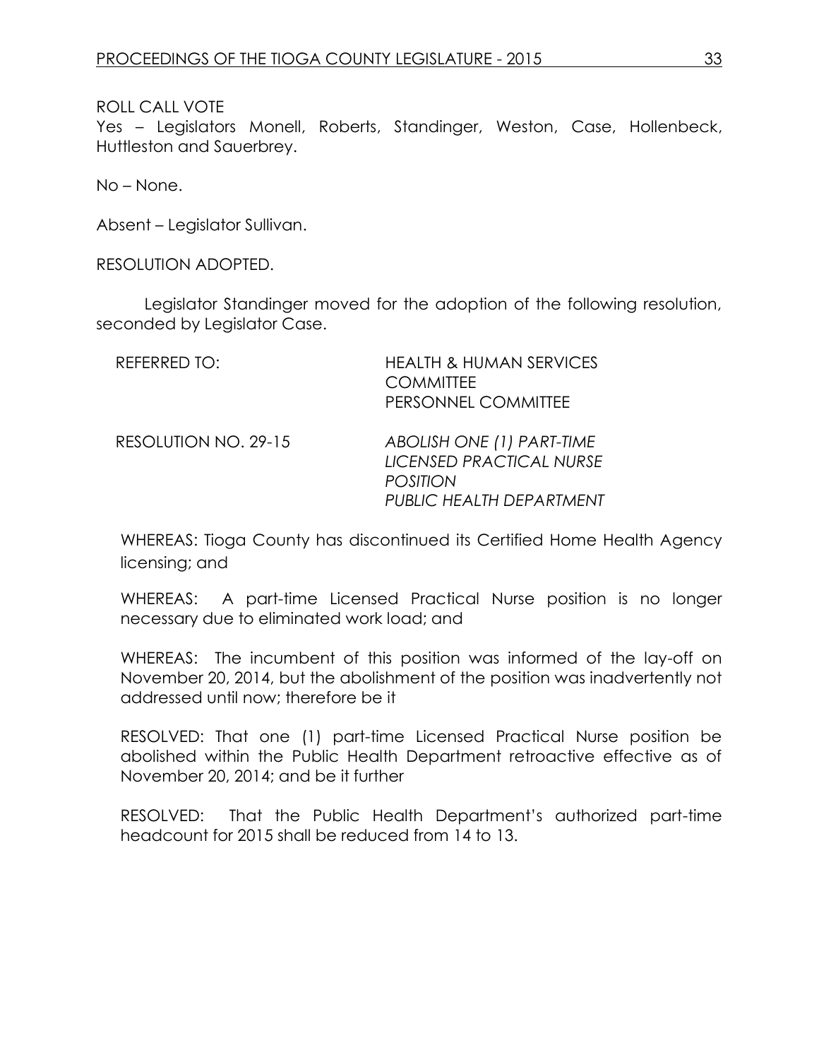ROLL CALL VOTE

Yes – Legislators Monell, Roberts, Standinger, Weston, Case, Hollenbeck, Huttleston and Sauerbrey.

No – None.

Absent – Legislator Sullivan.

RESOLUTION ADOPTED.

Legislator Standinger moved for the adoption of the following resolution, seconded by Legislator Case.

| | |
|---|---|
| REFERRED TO: | HEALTH & HUMAN SERVICES COMMITTEE<br>PERSONNEL COMMITTEE |
| RESOLUTION NO. 29-15 | *ABOLISH ONE (1) PART-TIME LICENSED PRACTICAL NURSE POSITION*<br>*PUBLIC HEALTH DEPARTMENT* |

WHEREAS: Tioga County has discontinued its Certified Home Health Agency licensing; and

WHEREAS: A part-time Licensed Practical Nurse position is no longer necessary due to eliminated work load; and

WHEREAS: The incumbent of this position was informed of the lay-off on November 20, 2014, but the abolishment of the position was inadvertently not addressed until now; therefore be it

RESOLVED: That one (1) part-time Licensed Practical Nurse position be abolished within the Public Health Department retroactive effective as of November 20, 2014; and be it further

RESOLVED: That the Public Health Department's authorized part-time headcount for 2015 shall be reduced from 14 to 13.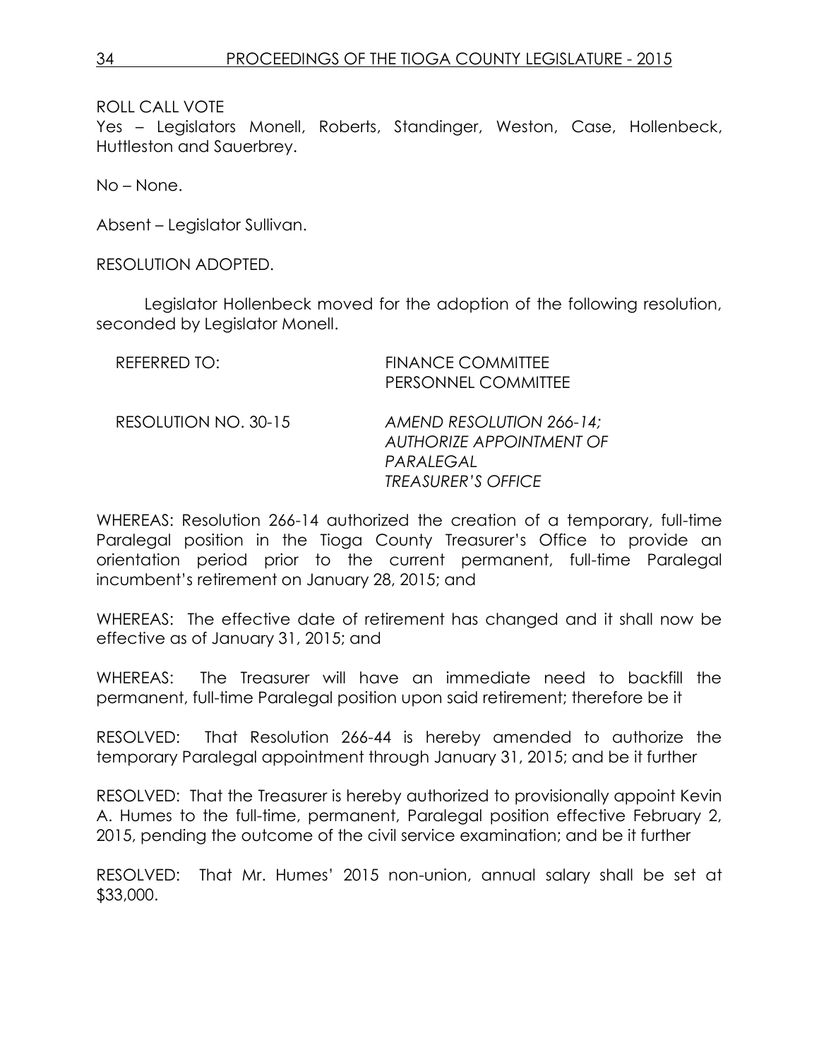ROLL CALL VOTE
Yes – Legislators Monell, Roberts, Standinger, Weston, Case, Hollenbeck, Huttleston and Sauerbrey.

No – None.

Absent – Legislator Sullivan.

RESOLUTION ADOPTED.

Legislator Hollenbeck moved for the adoption of the following resolution, seconded by Legislator Monell.

REFERRED TO: FINANCE COMMITTEE
PERSONNEL COMMITTEE

RESOLUTION NO. 30-15 *AMEND RESOLUTION 266-14; AUTHORIZE APPOINTMENT OF PARALEGAL TREASURER'S OFFICE*

WHEREAS: Resolution 266-14 authorized the creation of a temporary, full-time Paralegal position in the Tioga County Treasurer's Office to provide an orientation period prior to the current permanent, full-time Paralegal incumbent's retirement on January 28, 2015; and

WHEREAS: The effective date of retirement has changed and it shall now be effective as of January 31, 2015; and

WHEREAS: The Treasurer will have an immediate need to backfill the permanent, full-time Paralegal position upon said retirement; therefore be it

RESOLVED: That Resolution 266-44 is hereby amended to authorize the temporary Paralegal appointment through January 31, 2015; and be it further

RESOLVED: That the Treasurer is hereby authorized to provisionally appoint Kevin A. Humes to the full-time, permanent, Paralegal position effective February 2, 2015, pending the outcome of the civil service examination; and be it further

RESOLVED: That Mr. Humes' 2015 non-union, annual salary shall be set at $33,000.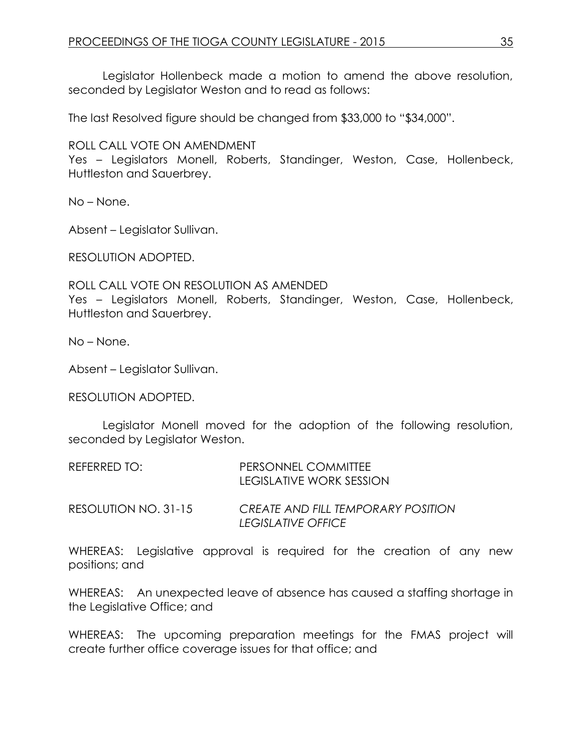Legislator Hollenbeck made a motion to amend the above resolution, seconded by Legislator Weston and to read as follows:

The last Resolved figure should be changed from $33,000 to "$34,000".

ROLL CALL VOTE ON AMENDMENT
Yes – Legislators Monell, Roberts, Standinger, Weston, Case, Hollenbeck, Huttleston and Sauerbrey.

No – None.

Absent – Legislator Sullivan.

RESOLUTION ADOPTED.

ROLL CALL VOTE ON RESOLUTION AS AMENDED
Yes – Legislators Monell, Roberts, Standinger, Weston, Case, Hollenbeck, Huttleston and Sauerbrey.

No – None.

Absent – Legislator Sullivan.

RESOLUTION ADOPTED.

Legislator Monell moved for the adoption of the following resolution, seconded by Legislator Weston.

REFERRED TO: PERSONNEL COMMITTEE
LEGISLATIVE WORK SESSION

RESOLUTION NO. 31-15 *CREATE AND FILL TEMPORARY POSITION LEGISLATIVE OFFICE*

WHEREAS: Legislative approval is required for the creation of any new positions; and

WHEREAS: An unexpected leave of absence has caused a staffing shortage in the Legislative Office; and

WHEREAS: The upcoming preparation meetings for the FMAS project will create further office coverage issues for that office; and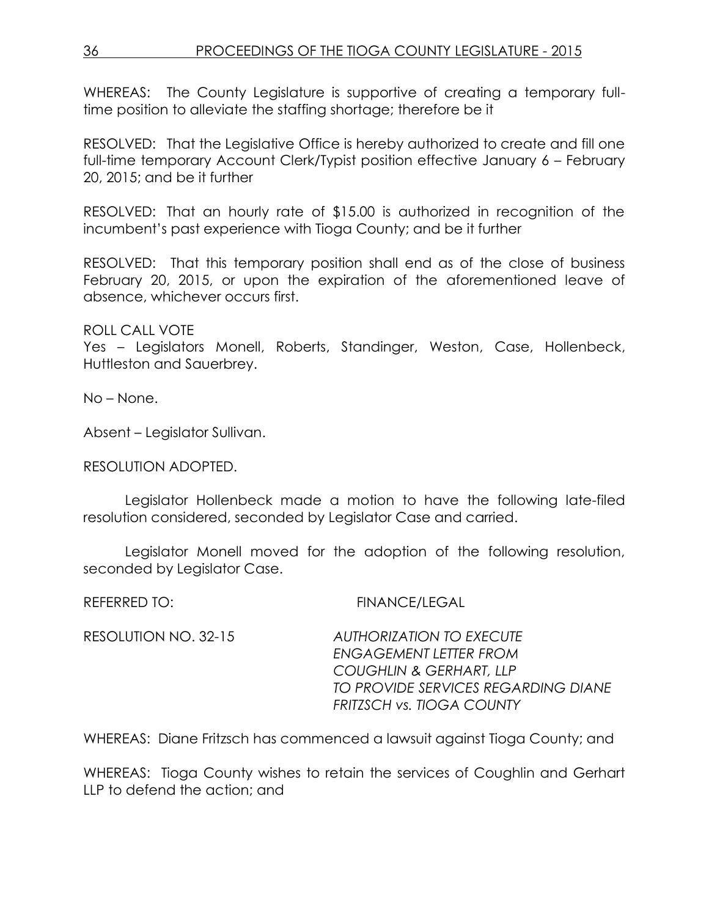WHEREAS: The County Legislature is supportive of creating a temporary full-time position to alleviate the staffing shortage; therefore be it

RESOLVED: That the Legislative Office is hereby authorized to create and fill one full-time temporary Account Clerk/Typist position effective January 6 – February 20, 2015; and be it further

RESOLVED: That an hourly rate of $15.00 is authorized in recognition of the incumbent's past experience with Tioga County; and be it further

RESOLVED: That this temporary position shall end as of the close of business February 20, 2015, or upon the expiration of the aforementioned leave of absence, whichever occurs first.

ROLL CALL VOTE
Yes – Legislators Monell, Roberts, Standinger, Weston, Case, Hollenbeck, Huttleston and Sauerbrey.

No – None.

Absent – Legislator Sullivan.

RESOLUTION ADOPTED.

Legislator Hollenbeck made a motion to have the following late-filed resolution considered, seconded by Legislator Case and carried.

Legislator Monell moved for the adoption of the following resolution, seconded by Legislator Case.

REFERRED TO: FINANCE/LEGAL

RESOLUTION NO. 32-15 *AUTHORIZATION TO EXECUTE ENGAGEMENT LETTER FROM COUGHLIN & GERHART, LLP TO PROVIDE SERVICES REGARDING DIANE FRITZSCH vs. TIOGA COUNTY*

WHEREAS: Diane Fritzsch has commenced a lawsuit against Tioga County; and

WHEREAS: Tioga County wishes to retain the services of Coughlin and Gerhart LLP to defend the action; and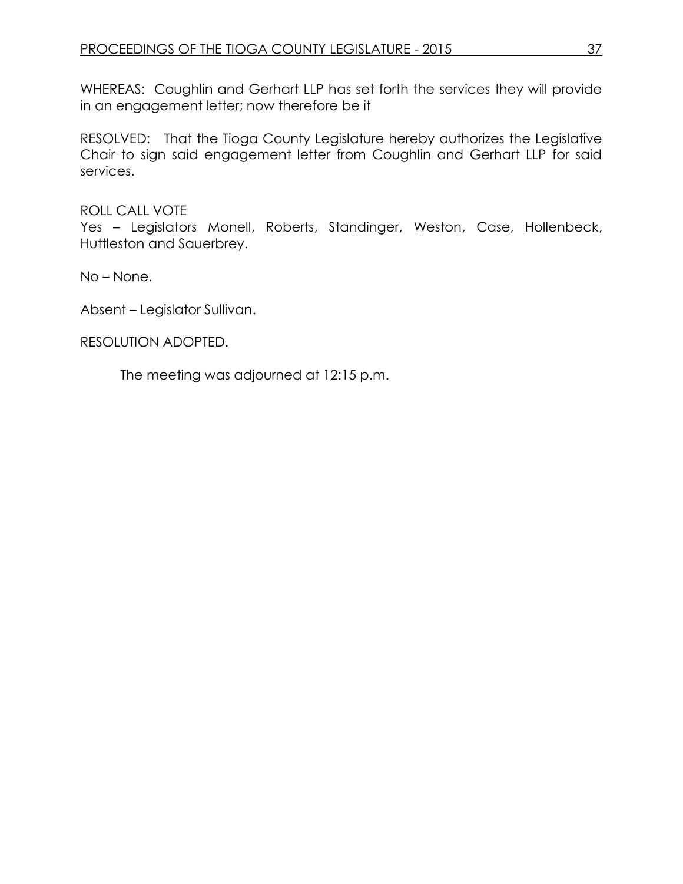WHEREAS: Coughlin and Gerhart LLP has set forth the services they will provide in an engagement letter; now therefore be it

RESOLVED: That the Tioga County Legislature hereby authorizes the Legislative Chair to sign said engagement letter from Coughlin and Gerhart LLP for said services.

ROLL CALL VOTE
Yes – Legislators Monell, Roberts, Standinger, Weston, Case, Hollenbeck, Huttleston and Sauerbrey.

No – None.

Absent – Legislator Sullivan.

RESOLUTION ADOPTED.

The meeting was adjourned at 12:15 p.m.